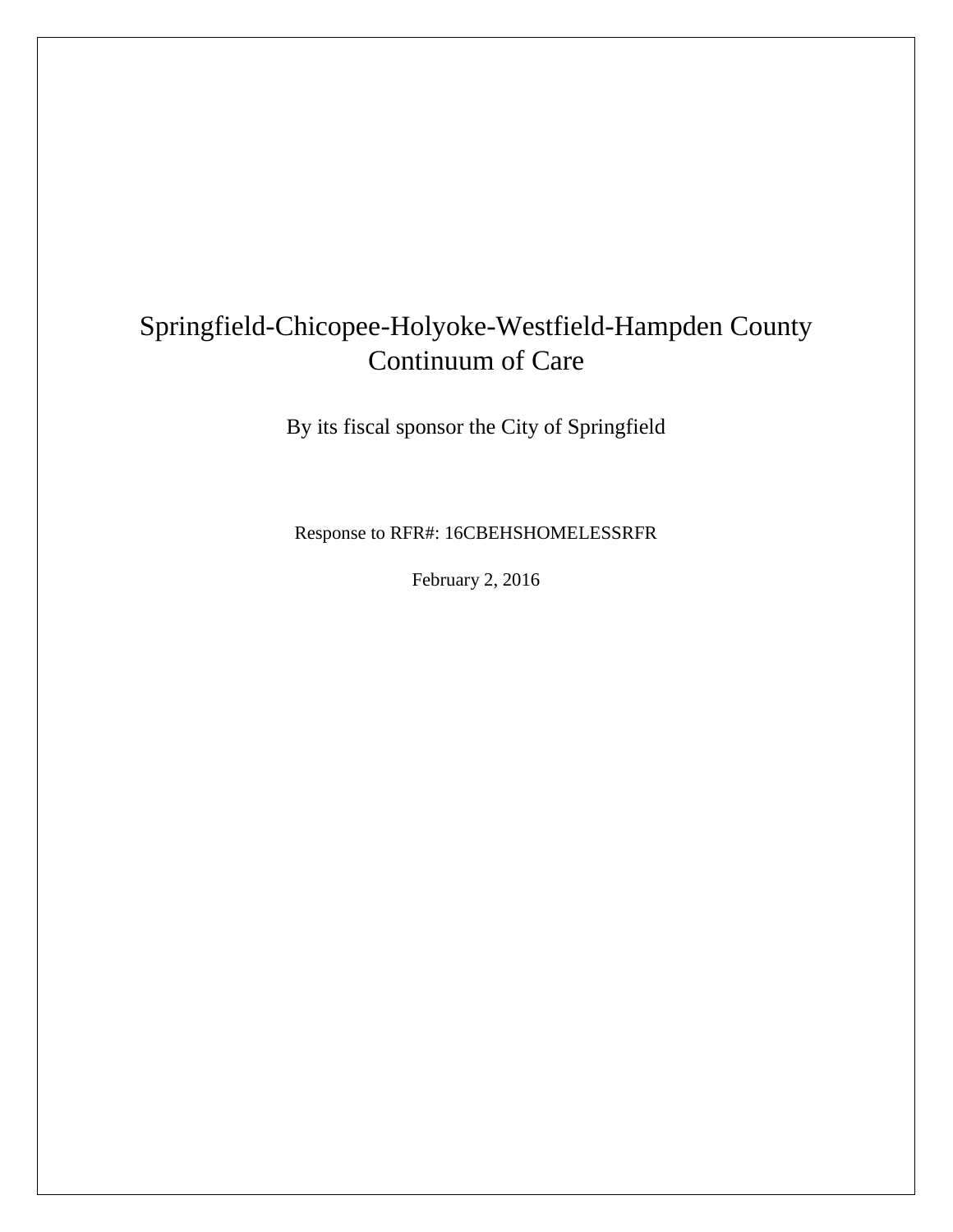# Springfield-Chicopee-Holyoke-Westfield-Hampden County Continuum of Care

By its fiscal sponsor the City of Springfield

Response to RFR#: 16CBEHSHOMELESSRFR

February 2, 2016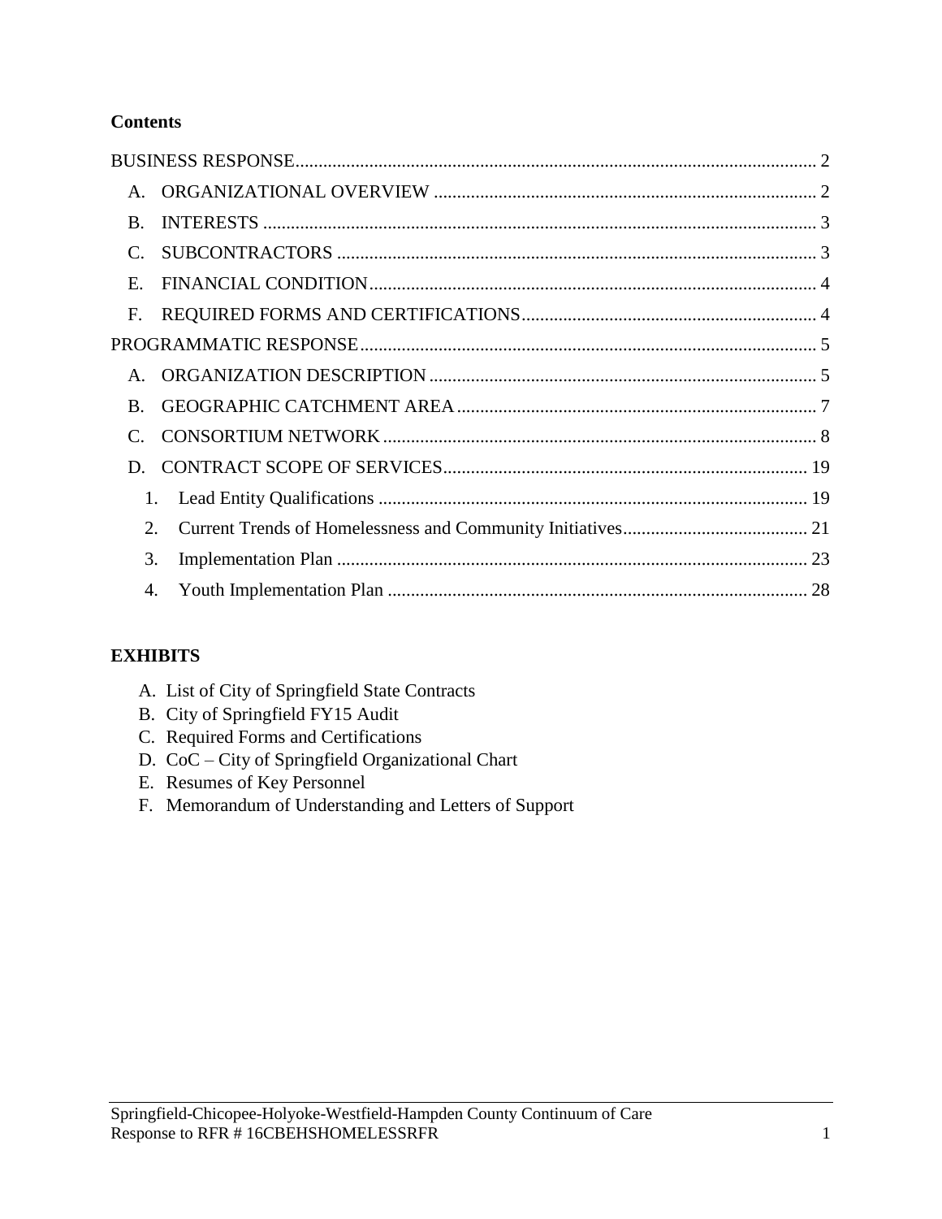**Contents**

BUSINESS RESPONSE ... 2

- A. ORGANIZATIONAL OVERVIEW ... 2
- B. INTERESTS ... 3
- C. SUBCONTRACTORS ... 3
- E. FINANCIAL CONDITION ... 4
- F. REQUIRED FORMS AND CERTIFICATIONS ... 4

PROGRAMMATIC RESPONSE ... 5

- A. ORGANIZATION DESCRIPTION ... 5
- B. GEOGRAPHIC CATCHMENT AREA ... 7
- C. CONSORTIUM NETWORK ... 8
- D. CONTRACT SCOPE OF SERVICES ... 19
  1. Lead Entity Qualifications ... 19
  2. Current Trends of Homelessness and Community Initiatives ... 21
  3. Implementation Plan ... 23
  4. Youth Implementation Plan ... 28

**EXHIBITS**

- A. List of City of Springfield State Contracts
- B. City of Springfield FY15 Audit
- C. Required Forms and Certifications
- D. CoC – City of Springfield Organizational Chart
- E. Resumes of Key Personnel
- F. Memorandum of Understanding and Letters of Support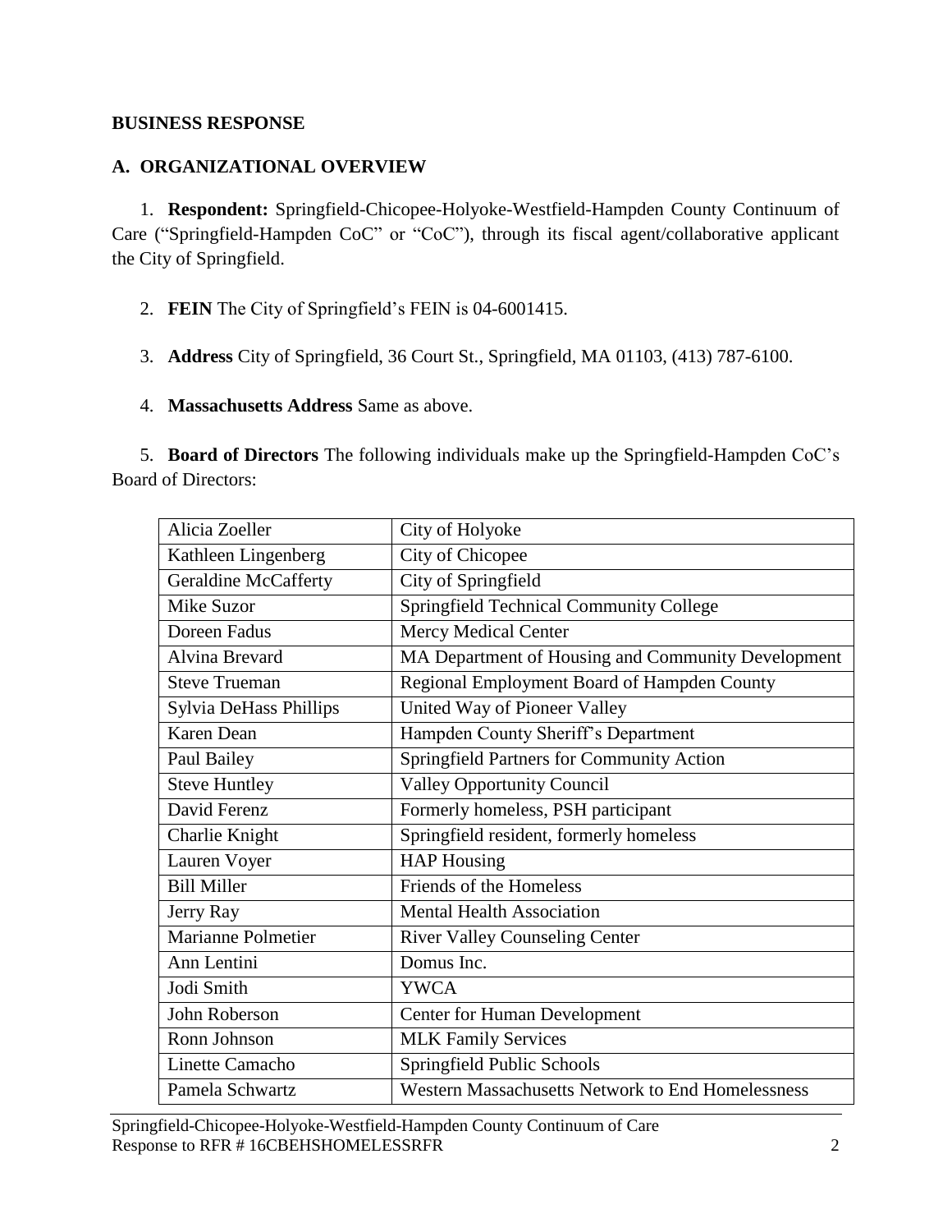**BUSINESS RESPONSE**

**A. ORGANIZATIONAL OVERVIEW**

1. **Respondent:** Springfield-Chicopee-Holyoke-Westfield-Hampden County Continuum of Care ("Springfield-Hampden CoC" or "CoC"), through its fiscal agent/collaborative applicant the City of Springfield.

2. **FEIN** The City of Springfield's FEIN is 04-6001415.

3. **Address** City of Springfield, 36 Court St., Springfield, MA 01103, (413) 787-6100.

4. **Massachusetts Address** Same as above.

5. **Board of Directors** The following individuals make up the Springfield-Hampden CoC's Board of Directors:

| | |
|---|---|
| Alicia Zoeller | City of Holyoke |
| Kathleen Lingenberg | City of Chicopee |
| Geraldine McCafferty | City of Springfield |
| Mike Suzor | Springfield Technical Community College |
| Doreen Fadus | Mercy Medical Center |
| Alvina Brevard | MA Department of Housing and Community Development |
| Steve Trueman | Regional Employment Board of Hampden County |
| Sylvia DeHass Phillips | United Way of Pioneer Valley |
| Karen Dean | Hampden County Sheriff's Department |
| Paul Bailey | Springfield Partners for Community Action |
| Steve Huntley | Valley Opportunity Council |
| David Ferenz | Formerly homeless, PSH participant |
| Charlie Knight | Springfield resident, formerly homeless |
| Lauren Voyer | HAP Housing |
| Bill Miller | Friends of the Homeless |
| Jerry Ray | Mental Health Association |
| Marianne Polmetier | River Valley Counseling Center |
| Ann Lentini | Domus Inc. |
| Jodi Smith | YWCA |
| John Roberson | Center for Human Development |
| Ronn Johnson | MLK Family Services |
| Linette Camacho | Springfield Public Schools |
| Pamela Schwartz | Western Massachusetts Network to End Homelessness |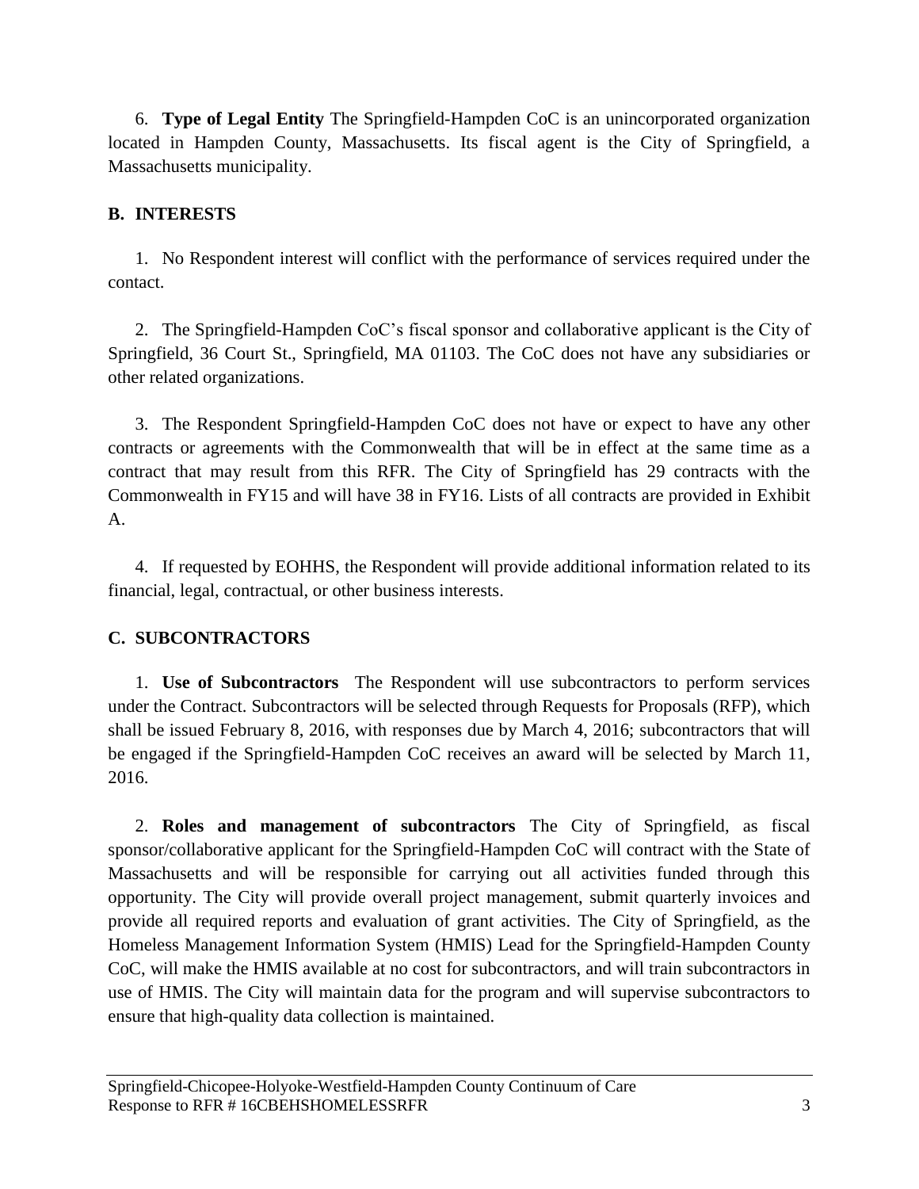6. **Type of Legal Entity** The Springfield-Hampden CoC is an unincorporated organization located in Hampden County, Massachusetts. Its fiscal agent is the City of Springfield, a Massachusetts municipality.

## B. INTERESTS

1. No Respondent interest will conflict with the performance of services required under the contact.

2. The Springfield-Hampden CoC's fiscal sponsor and collaborative applicant is the City of Springfield, 36 Court St., Springfield, MA 01103. The CoC does not have any subsidiaries or other related organizations.

3. The Respondent Springfield-Hampden CoC does not have or expect to have any other contracts or agreements with the Commonwealth that will be in effect at the same time as a contract that may result from this RFR. The City of Springfield has 29 contracts with the Commonwealth in FY15 and will have 38 in FY16. Lists of all contracts are provided in Exhibit A.

4. If requested by EOHHS, the Respondent will provide additional information related to its financial, legal, contractual, or other business interests.

## C. SUBCONTRACTORS

1. **Use of Subcontractors** The Respondent will use subcontractors to perform services under the Contract. Subcontractors will be selected through Requests for Proposals (RFP), which shall be issued February 8, 2016, with responses due by March 4, 2016; subcontractors that will be engaged if the Springfield-Hampden CoC receives an award will be selected by March 11, 2016.

2. **Roles and management of subcontractors** The City of Springfield, as fiscal sponsor/collaborative applicant for the Springfield-Hampden CoC will contract with the State of Massachusetts and will be responsible for carrying out all activities funded through this opportunity. The City will provide overall project management, submit quarterly invoices and provide all required reports and evaluation of grant activities. The City of Springfield, as the Homeless Management Information System (HMIS) Lead for the Springfield-Hampden County CoC, will make the HMIS available at no cost for subcontractors, and will train subcontractors in use of HMIS. The City will maintain data for the program and will supervise subcontractors to ensure that high-quality data collection is maintained.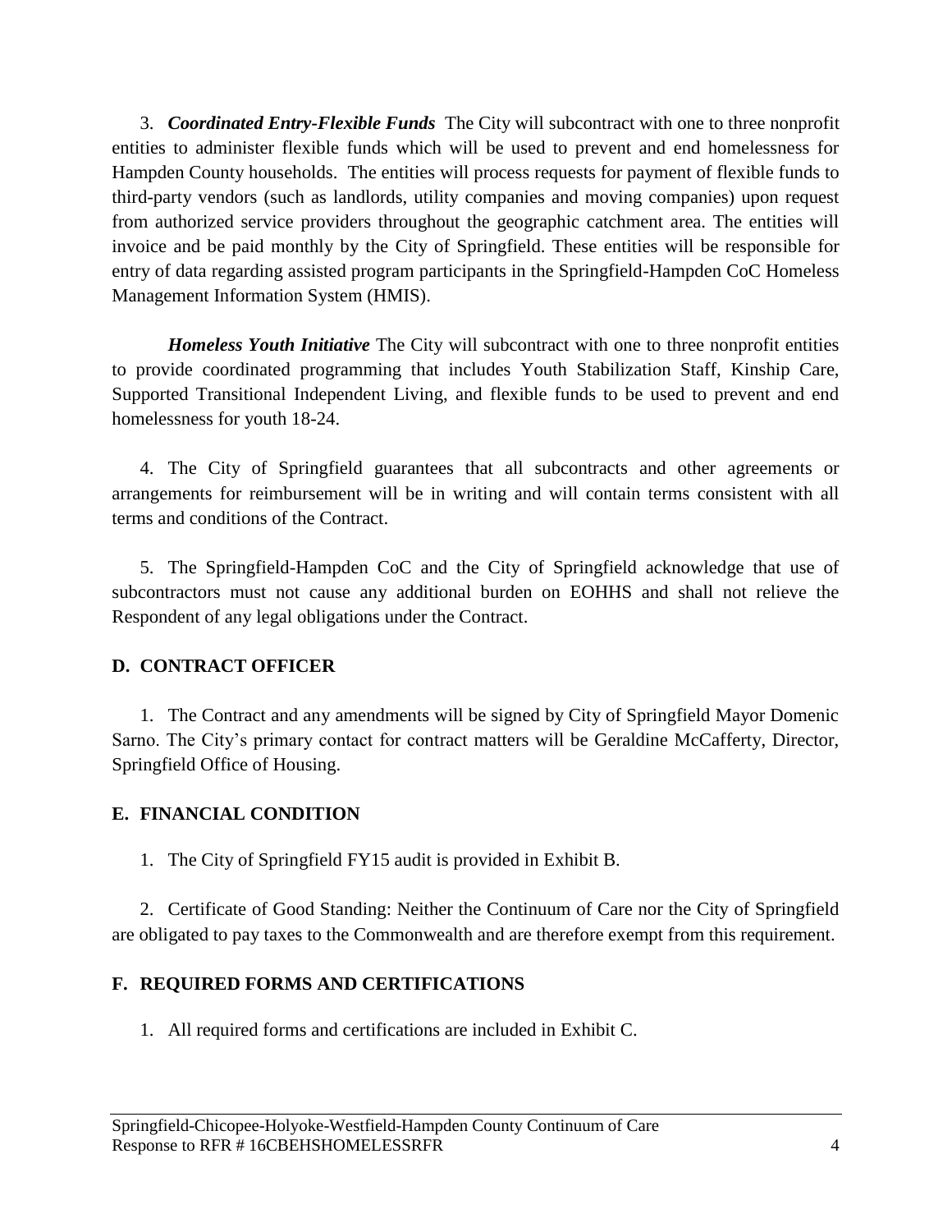3. ***Coordinated Entry-Flexible Funds*** The City will subcontract with one to three nonprofit entities to administer flexible funds which will be used to prevent and end homelessness for Hampden County households. The entities will process requests for payment of flexible funds to third-party vendors (such as landlords, utility companies and moving companies) upon request from authorized service providers throughout the geographic catchment area. The entities will invoice and be paid monthly by the City of Springfield. These entities will be responsible for entry of data regarding assisted program participants in the Springfield-Hampden CoC Homeless Management Information System (HMIS).

***Homeless Youth Initiative*** The City will subcontract with one to three nonprofit entities to provide coordinated programming that includes Youth Stabilization Staff, Kinship Care, Supported Transitional Independent Living, and flexible funds to be used to prevent and end homelessness for youth 18-24.

4. The City of Springfield guarantees that all subcontracts and other agreements or arrangements for reimbursement will be in writing and will contain terms consistent with all terms and conditions of the Contract.

5. The Springfield-Hampden CoC and the City of Springfield acknowledge that use of subcontractors must not cause any additional burden on EOHHS and shall not relieve the Respondent of any legal obligations under the Contract.

## D. CONTRACT OFFICER

1. The Contract and any amendments will be signed by City of Springfield Mayor Domenic Sarno. The City's primary contact for contract matters will be Geraldine McCafferty, Director, Springfield Office of Housing.

## E. FINANCIAL CONDITION

1. The City of Springfield FY15 audit is provided in Exhibit B.

2. Certificate of Good Standing: Neither the Continuum of Care nor the City of Springfield are obligated to pay taxes to the Commonwealth and are therefore exempt from this requirement.

## F. REQUIRED FORMS AND CERTIFICATIONS

1. All required forms and certifications are included in Exhibit C.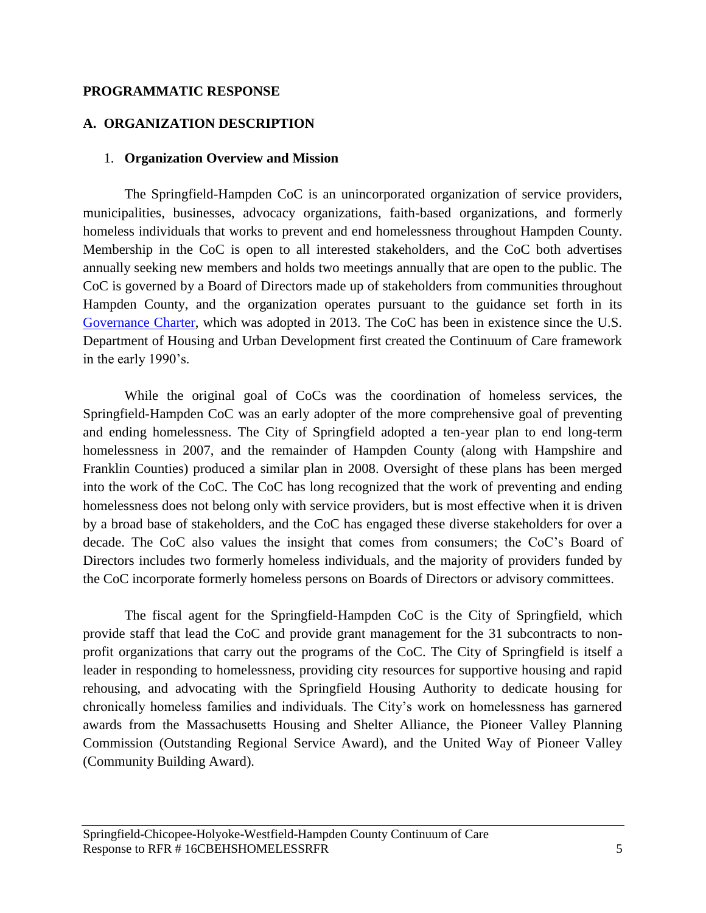**PROGRAMMATIC RESPONSE**

## A. ORGANIZATION DESCRIPTION

### 1. Organization Overview and Mission

The Springfield-Hampden CoC is an unincorporated organization of service providers, municipalities, businesses, advocacy organizations, faith-based organizations, and formerly homeless individuals that works to prevent and end homelessness throughout Hampden County. Membership in the CoC is open to all interested stakeholders, and the CoC both advertises annually seeking new members and holds two meetings annually that are open to the public. The CoC is governed by a Board of Directors made up of stakeholders from communities throughout Hampden County, and the organization operates pursuant to the guidance set forth in its Governance Charter, which was adopted in 2013. The CoC has been in existence since the U.S. Department of Housing and Urban Development first created the Continuum of Care framework in the early 1990's.

While the original goal of CoCs was the coordination of homeless services, the Springfield-Hampden CoC was an early adopter of the more comprehensive goal of preventing and ending homelessness. The City of Springfield adopted a ten-year plan to end long-term homelessness in 2007, and the remainder of Hampden County (along with Hampshire and Franklin Counties) produced a similar plan in 2008. Oversight of these plans has been merged into the work of the CoC. The CoC has long recognized that the work of preventing and ending homelessness does not belong only with service providers, but is most effective when it is driven by a broad base of stakeholders, and the CoC has engaged these diverse stakeholders for over a decade. The CoC also values the insight that comes from consumers; the CoC's Board of Directors includes two formerly homeless individuals, and the majority of providers funded by the CoC incorporate formerly homeless persons on Boards of Directors or advisory committees.

The fiscal agent for the Springfield-Hampden CoC is the City of Springfield, which provide staff that lead the CoC and provide grant management for the 31 subcontracts to non-profit organizations that carry out the programs of the CoC. The City of Springfield is itself a leader in responding to homelessness, providing city resources for supportive housing and rapid rehousing, and advocating with the Springfield Housing Authority to dedicate housing for chronically homeless families and individuals. The City's work on homelessness has garnered awards from the Massachusetts Housing and Shelter Alliance, the Pioneer Valley Planning Commission (Outstanding Regional Service Award), and the United Way of Pioneer Valley (Community Building Award).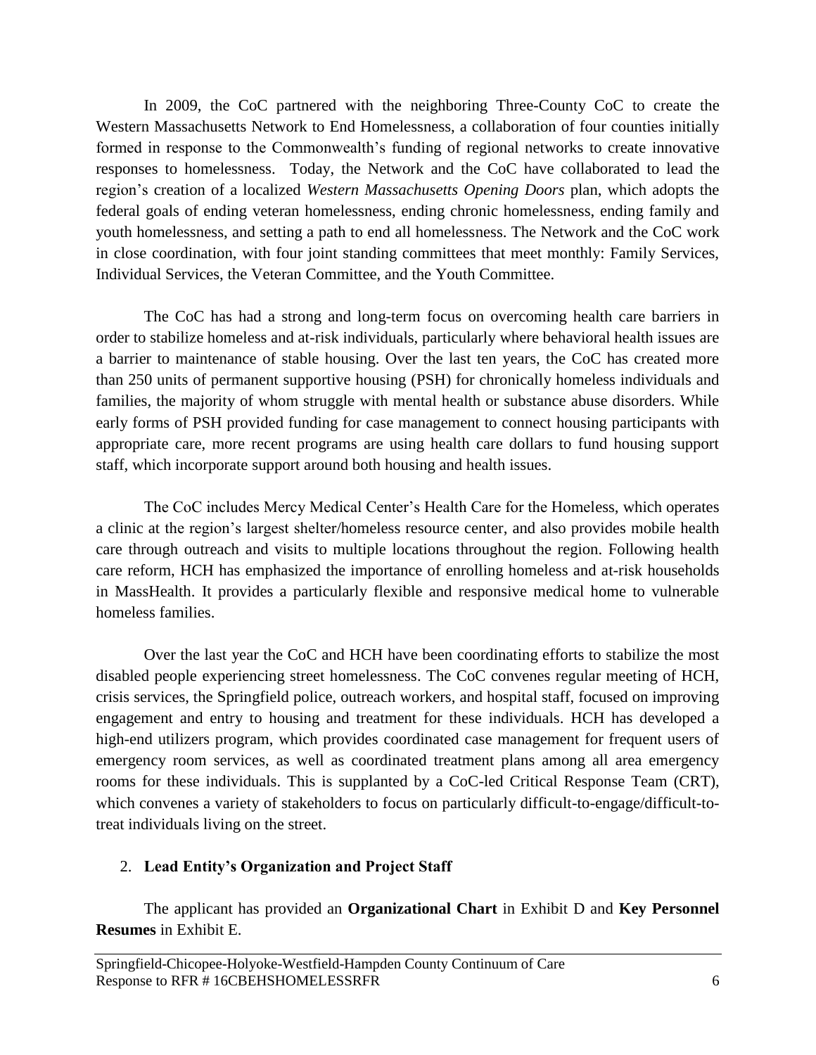In 2009, the CoC partnered with the neighboring Three-County CoC to create the Western Massachusetts Network to End Homelessness, a collaboration of four counties initially formed in response to the Commonwealth's funding of regional networks to create innovative responses to homelessness. Today, the Network and the CoC have collaborated to lead the region's creation of a localized *Western Massachusetts Opening Doors* plan, which adopts the federal goals of ending veteran homelessness, ending chronic homelessness, ending family and youth homelessness, and setting a path to end all homelessness. The Network and the CoC work in close coordination, with four joint standing committees that meet monthly: Family Services, Individual Services, the Veteran Committee, and the Youth Committee.

The CoC has had a strong and long-term focus on overcoming health care barriers in order to stabilize homeless and at-risk individuals, particularly where behavioral health issues are a barrier to maintenance of stable housing. Over the last ten years, the CoC has created more than 250 units of permanent supportive housing (PSH) for chronically homeless individuals and families, the majority of whom struggle with mental health or substance abuse disorders. While early forms of PSH provided funding for case management to connect housing participants with appropriate care, more recent programs are using health care dollars to fund housing support staff, which incorporate support around both housing and health issues.

The CoC includes Mercy Medical Center's Health Care for the Homeless, which operates a clinic at the region's largest shelter/homeless resource center, and also provides mobile health care through outreach and visits to multiple locations throughout the region. Following health care reform, HCH has emphasized the importance of enrolling homeless and at-risk households in MassHealth. It provides a particularly flexible and responsive medical home to vulnerable homeless families.

Over the last year the CoC and HCH have been coordinating efforts to stabilize the most disabled people experiencing street homelessness. The CoC convenes regular meeting of HCH, crisis services, the Springfield police, outreach workers, and hospital staff, focused on improving engagement and entry to housing and treatment for these individuals. HCH has developed a high-end utilizers program, which provides coordinated case management for frequent users of emergency room services, as well as coordinated treatment plans among all area emergency rooms for these individuals. This is supplanted by a CoC-led Critical Response Team (CRT), which convenes a variety of stakeholders to focus on particularly difficult-to-engage/difficult-to-treat individuals living on the street.

2. **Lead Entity's Organization and Project Staff**

The applicant has provided an **Organizational Chart** in Exhibit D and **Key Personnel Resumes** in Exhibit E.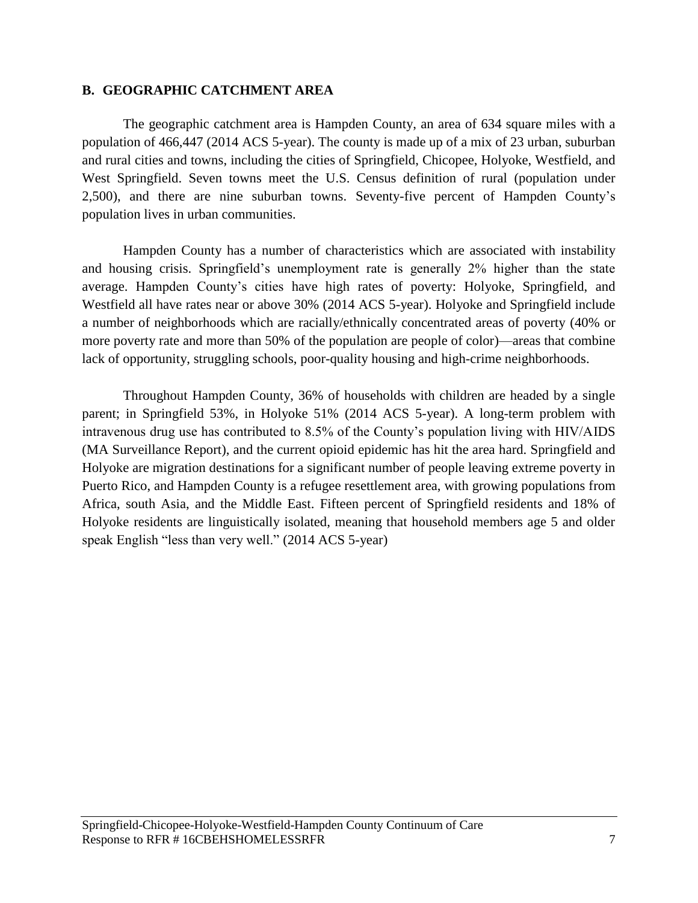## B. GEOGRAPHIC CATCHMENT AREA

The geographic catchment area is Hampden County, an area of 634 square miles with a population of 466,447 (2014 ACS 5-year). The county is made up of a mix of 23 urban, suburban and rural cities and towns, including the cities of Springfield, Chicopee, Holyoke, Westfield, and West Springfield. Seven towns meet the U.S. Census definition of rural (population under 2,500), and there are nine suburban towns. Seventy-five percent of Hampden County's population lives in urban communities.

Hampden County has a number of characteristics which are associated with instability and housing crisis. Springfield's unemployment rate is generally 2% higher than the state average. Hampden County's cities have high rates of poverty: Holyoke, Springfield, and Westfield all have rates near or above 30% (2014 ACS 5-year). Holyoke and Springfield include a number of neighborhoods which are racially/ethnically concentrated areas of poverty (40% or more poverty rate and more than 50% of the population are people of color)—areas that combine lack of opportunity, struggling schools, poor-quality housing and high-crime neighborhoods.

Throughout Hampden County, 36% of households with children are headed by a single parent; in Springfield 53%, in Holyoke 51% (2014 ACS 5-year). A long-term problem with intravenous drug use has contributed to 8.5% of the County's population living with HIV/AIDS (MA Surveillance Report), and the current opioid epidemic has hit the area hard. Springfield and Holyoke are migration destinations for a significant number of people leaving extreme poverty in Puerto Rico, and Hampden County is a refugee resettlement area, with growing populations from Africa, south Asia, and the Middle East. Fifteen percent of Springfield residents and 18% of Holyoke residents are linguistically isolated, meaning that household members age 5 and older speak English "less than very well." (2014 ACS 5-year)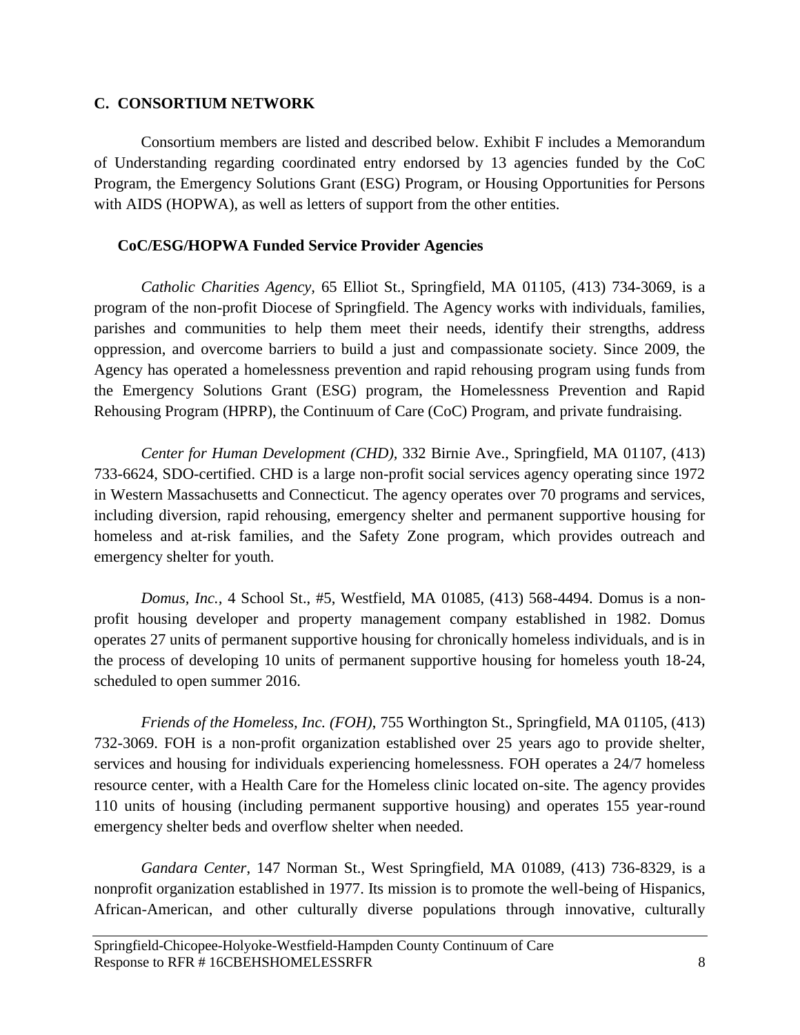## C. CONSORTIUM NETWORK

Consortium members are listed and described below. Exhibit F includes a Memorandum of Understanding regarding coordinated entry endorsed by 13 agencies funded by the CoC Program, the Emergency Solutions Grant (ESG) Program, or Housing Opportunities for Persons with AIDS (HOPWA), as well as letters of support from the other entities.

### CoC/ESG/HOPWA Funded Service Provider Agencies

*Catholic Charities Agency,* 65 Elliot St., Springfield, MA 01105, (413) 734-3069, is a program of the non-profit Diocese of Springfield. The Agency works with individuals, families, parishes and communities to help them meet their needs, identify their strengths, address oppression, and overcome barriers to build a just and compassionate society. Since 2009, the Agency has operated a homelessness prevention and rapid rehousing program using funds from the Emergency Solutions Grant (ESG) program, the Homelessness Prevention and Rapid Rehousing Program (HPRP), the Continuum of Care (CoC) Program, and private fundraising.

*Center for Human Development (CHD),* 332 Birnie Ave., Springfield, MA 01107, (413) 733-6624, SDO-certified. CHD is a large non-profit social services agency operating since 1972 in Western Massachusetts and Connecticut. The agency operates over 70 programs and services, including diversion, rapid rehousing, emergency shelter and permanent supportive housing for homeless and at-risk families, and the Safety Zone program, which provides outreach and emergency shelter for youth.

*Domus, Inc.,* 4 School St., #5, Westfield, MA 01085, (413) 568-4494. Domus is a non-profit housing developer and property management company established in 1982. Domus operates 27 units of permanent supportive housing for chronically homeless individuals, and is in the process of developing 10 units of permanent supportive housing for homeless youth 18-24, scheduled to open summer 2016.

*Friends of the Homeless, Inc. (FOH),* 755 Worthington St., Springfield, MA 01105, (413) 732-3069. FOH is a non-profit organization established over 25 years ago to provide shelter, services and housing for individuals experiencing homelessness. FOH operates a 24/7 homeless resource center, with a Health Care for the Homeless clinic located on-site. The agency provides 110 units of housing (including permanent supportive housing) and operates 155 year-round emergency shelter beds and overflow shelter when needed.

*Gandara Center,* 147 Norman St., West Springfield, MA 01089, (413) 736-8329, is a nonprofit organization established in 1977. Its mission is to promote the well-being of Hispanics, African-American, and other culturally diverse populations through innovative, culturally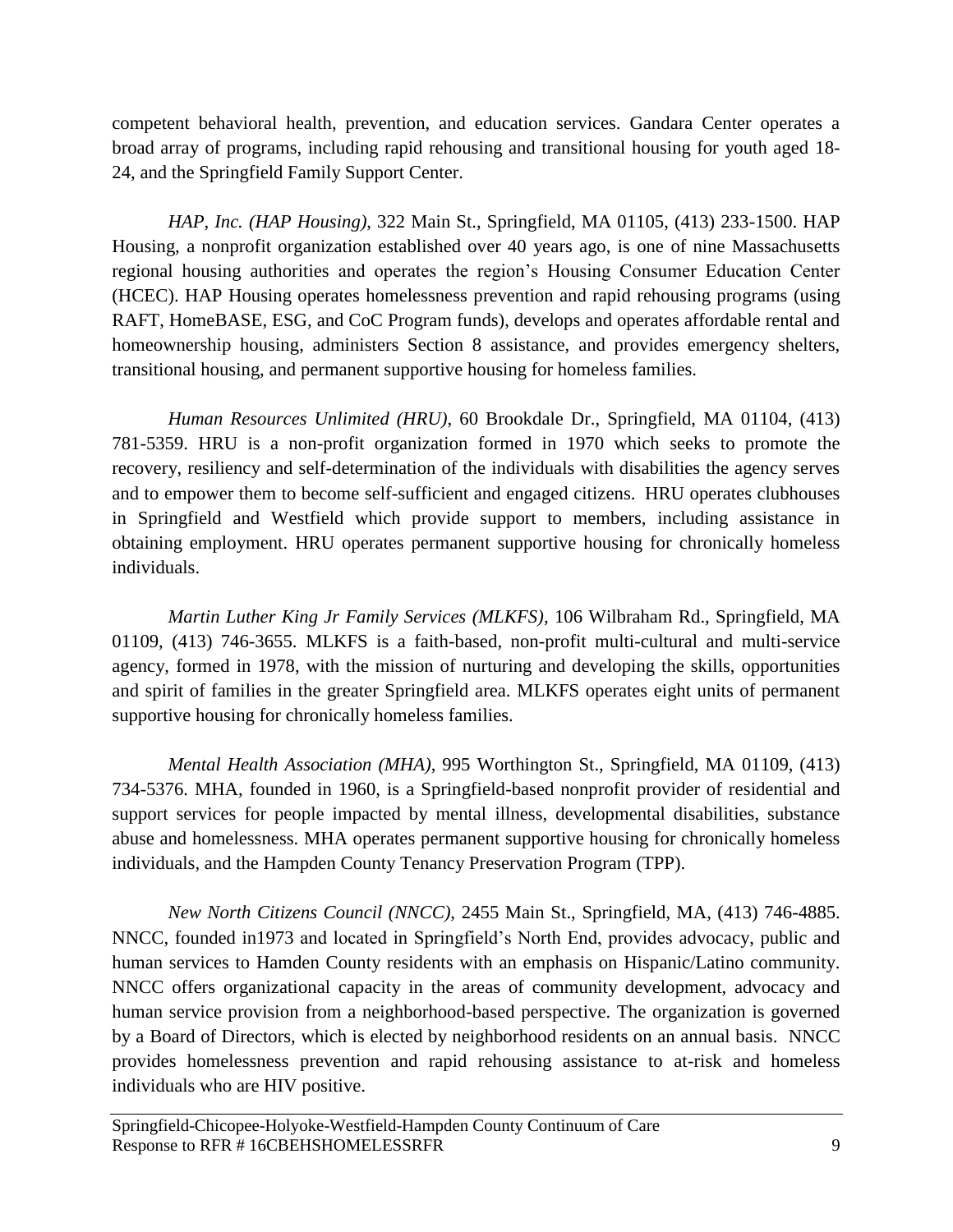competent behavioral health, prevention, and education services. Gandara Center operates a broad array of programs, including rapid rehousing and transitional housing for youth aged 18-24, and the Springfield Family Support Center.

*HAP, Inc. (HAP Housing)*, 322 Main St., Springfield, MA 01105, (413) 233-1500. HAP Housing, a nonprofit organization established over 40 years ago, is one of nine Massachusetts regional housing authorities and operates the region's Housing Consumer Education Center (HCEC). HAP Housing operates homelessness prevention and rapid rehousing programs (using RAFT, HomeBASE, ESG, and CoC Program funds), develops and operates affordable rental and homeownership housing, administers Section 8 assistance, and provides emergency shelters, transitional housing, and permanent supportive housing for homeless families.

*Human Resources Unlimited (HRU)*, 60 Brookdale Dr., Springfield, MA 01104, (413) 781-5359. HRU is a non-profit organization formed in 1970 which seeks to promote the recovery, resiliency and self-determination of the individuals with disabilities the agency serves and to empower them to become self-sufficient and engaged citizens. HRU operates clubhouses in Springfield and Westfield which provide support to members, including assistance in obtaining employment. HRU operates permanent supportive housing for chronically homeless individuals.

*Martin Luther King Jr Family Services (MLKFS)*, 106 Wilbraham Rd., Springfield, MA 01109, (413) 746-3655. MLKFS is a faith-based, non-profit multi-cultural and multi-service agency, formed in 1978, with the mission of nurturing and developing the skills, opportunities and spirit of families in the greater Springfield area. MLKFS operates eight units of permanent supportive housing for chronically homeless families.

*Mental Health Association (MHA)*, 995 Worthington St., Springfield, MA 01109, (413) 734-5376. MHA, founded in 1960, is a Springfield-based nonprofit provider of residential and support services for people impacted by mental illness, developmental disabilities, substance abuse and homelessness. MHA operates permanent supportive housing for chronically homeless individuals, and the Hampden County Tenancy Preservation Program (TPP).

*New North Citizens Council (NNCC)*, 2455 Main St., Springfield, MA, (413) 746-4885. NNCC, founded in1973 and located in Springfield's North End, provides advocacy, public and human services to Hamden County residents with an emphasis on Hispanic/Latino community. NNCC offers organizational capacity in the areas of community development, advocacy and human service provision from a neighborhood-based perspective. The organization is governed by a Board of Directors, which is elected by neighborhood residents on an annual basis. NNCC provides homelessness prevention and rapid rehousing assistance to at-risk and homeless individuals who are HIV positive.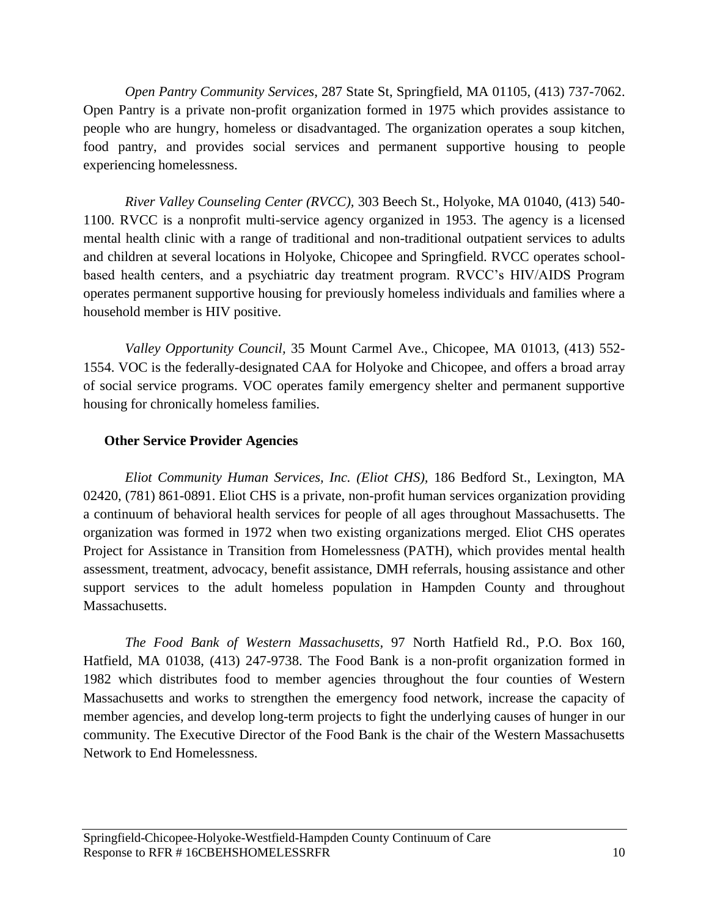*Open Pantry Community Services*, 287 State St, Springfield, MA 01105, (413) 737-7062. Open Pantry is a private non-profit organization formed in 1975 which provides assistance to people who are hungry, homeless or disadvantaged. The organization operates a soup kitchen, food pantry, and provides social services and permanent supportive housing to people experiencing homelessness.

*River Valley Counseling Center (RVCC),* 303 Beech St., Holyoke, MA 01040, (413) 540-1100. RVCC is a nonprofit multi-service agency organized in 1953. The agency is a licensed mental health clinic with a range of traditional and non-traditional outpatient services to adults and children at several locations in Holyoke, Chicopee and Springfield. RVCC operates school-based health centers, and a psychiatric day treatment program. RVCC's HIV/AIDS Program operates permanent supportive housing for previously homeless individuals and families where a household member is HIV positive.

*Valley Opportunity Council,* 35 Mount Carmel Ave., Chicopee, MA 01013, (413) 552-1554. VOC is the federally-designated CAA for Holyoke and Chicopee, and offers a broad array of social service programs. VOC operates family emergency shelter and permanent supportive housing for chronically homeless families.

**Other Service Provider Agencies**

*Eliot Community Human Services, Inc. (Eliot CHS),* 186 Bedford St., Lexington, MA 02420, (781) 861-0891. Eliot CHS is a private, non-profit human services organization providing a continuum of behavioral health services for people of all ages throughout Massachusetts. The organization was formed in 1972 when two existing organizations merged. Eliot CHS operates Project for Assistance in Transition from Homelessness (PATH), which provides mental health assessment, treatment, advocacy, benefit assistance, DMH referrals, housing assistance and other support services to the adult homeless population in Hampden County and throughout Massachusetts.

*The Food Bank of Western Massachusetts,* 97 North Hatfield Rd., P.O. Box 160, Hatfield, MA 01038, (413) 247-9738. The Food Bank is a non-profit organization formed in 1982 which distributes food to member agencies throughout the four counties of Western Massachusetts and works to strengthen the emergency food network, increase the capacity of member agencies, and develop long-term projects to fight the underlying causes of hunger in our community. The Executive Director of the Food Bank is the chair of the Western Massachusetts Network to End Homelessness.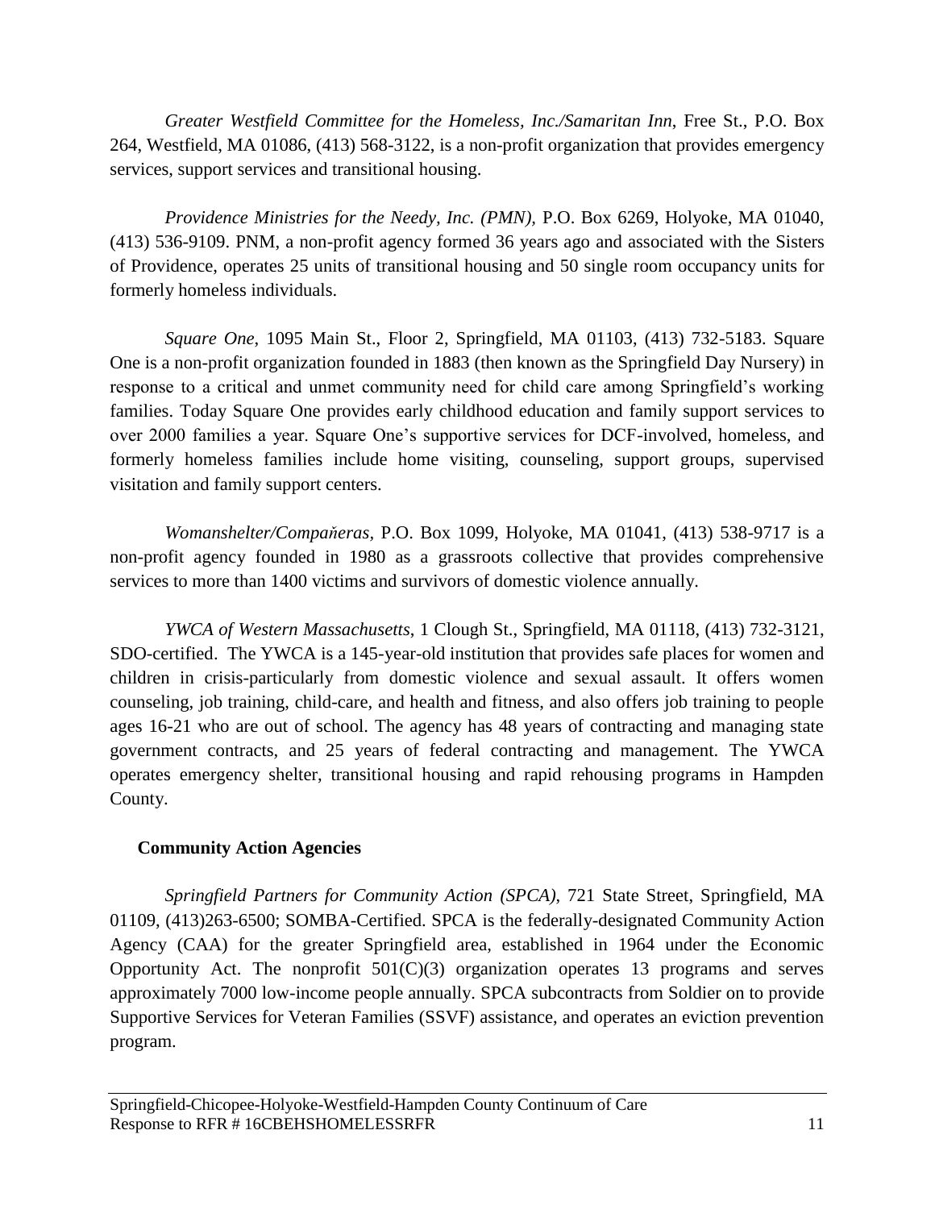*Greater Westfield Committee for the Homeless, Inc./Samaritan Inn*, Free St., P.O. Box 264, Westfield, MA 01086, (413) 568-3122, is a non-profit organization that provides emergency services, support services and transitional housing.

*Providence Ministries for the Needy, Inc. (PMN)*, P.O. Box 6269, Holyoke, MA 01040, (413) 536-9109. PNM, a non-profit agency formed 36 years ago and associated with the Sisters of Providence, operates 25 units of transitional housing and 50 single room occupancy units for formerly homeless individuals.

*Square One*, 1095 Main St., Floor 2, Springfield, MA 01103, (413) 732-5183. Square One is a non-profit organization founded in 1883 (then known as the Springfield Day Nursery) in response to a critical and unmet community need for child care among Springfield's working families. Today Square One provides early childhood education and family support services to over 2000 families a year. Square One's supportive services for DCF-involved, homeless, and formerly homeless families include home visiting, counseling, support groups, supervised visitation and family support centers.

*Womanshelter/Compaňeras,* P.O. Box 1099, Holyoke, MA 01041, (413) 538-9717 is a non-profit agency founded in 1980 as a grassroots collective that provides comprehensive services to more than 1400 victims and survivors of domestic violence annually.

*YWCA of Western Massachusetts*, 1 Clough St., Springfield, MA 01118, (413) 732-3121, SDO-certified. The YWCA is a 145-year-old institution that provides safe places for women and children in crisis-particularly from domestic violence and sexual assault. It offers women counseling, job training, child-care, and health and fitness, and also offers job training to people ages 16-21 who are out of school. The agency has 48 years of contracting and managing state government contracts, and 25 years of federal contracting and management. The YWCA operates emergency shelter, transitional housing and rapid rehousing programs in Hampden County.

**Community Action Agencies**

*Springfield Partners for Community Action (SPCA)*, 721 State Street, Springfield, MA 01109, (413)263-6500; SOMBA-Certified. SPCA is the federally-designated Community Action Agency (CAA) for the greater Springfield area, established in 1964 under the Economic Opportunity Act. The nonprofit 501(C)(3) organization operates 13 programs and serves approximately 7000 low-income people annually. SPCA subcontracts from Soldier on to provide Supportive Services for Veteran Families (SSVF) assistance, and operates an eviction prevention program.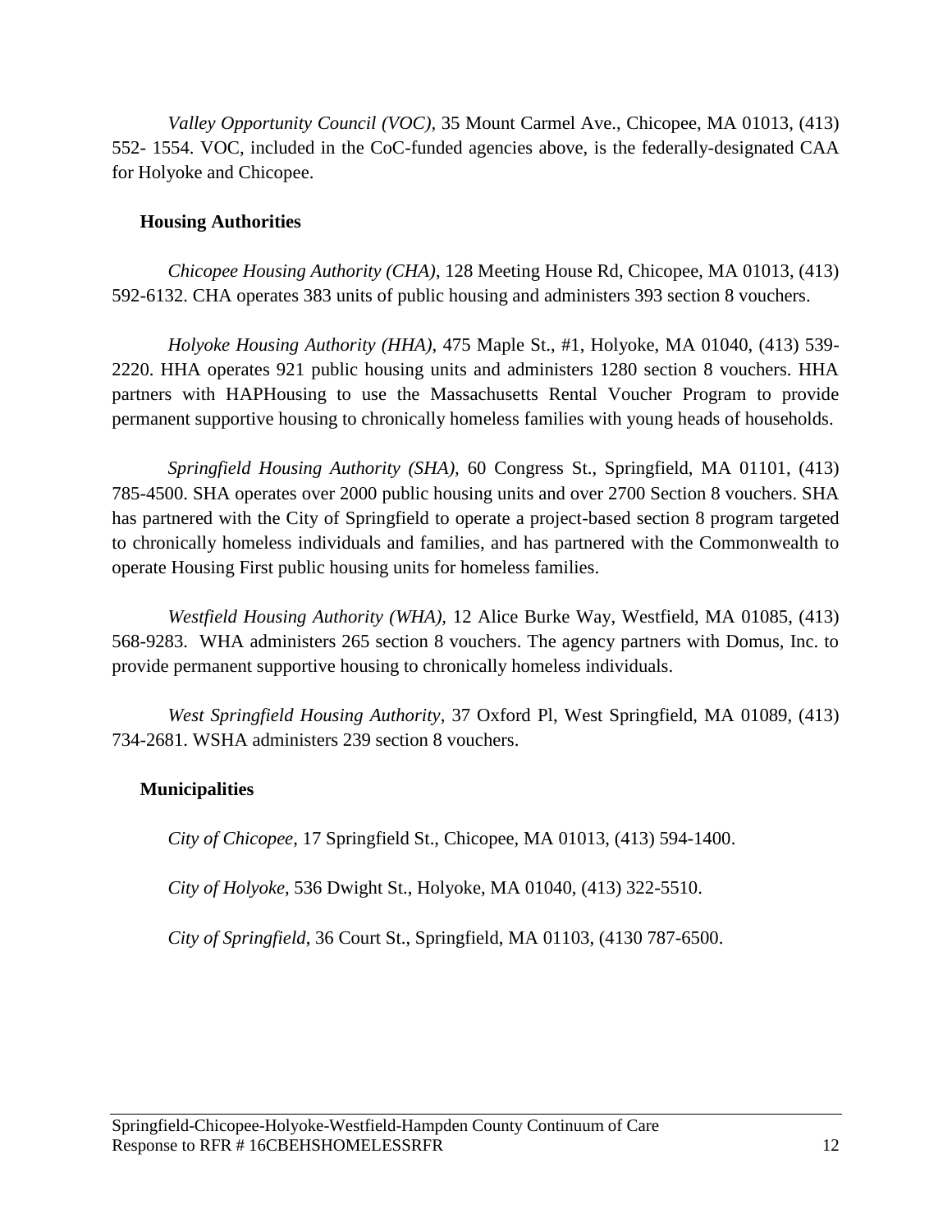*Valley Opportunity Council (VOC)*, 35 Mount Carmel Ave., Chicopee, MA 01013, (413) 552- 1554. VOC, included in the CoC-funded agencies above, is the federally-designated CAA for Holyoke and Chicopee.

**Housing Authorities**

*Chicopee Housing Authority (CHA)*, 128 Meeting House Rd, Chicopee, MA 01013, (413) 592-6132. CHA operates 383 units of public housing and administers 393 section 8 vouchers.

*Holyoke Housing Authority (HHA)*, 475 Maple St., #1, Holyoke, MA 01040, (413) 539-2220. HHA operates 921 public housing units and administers 1280 section 8 vouchers. HHA partners with HAPHousing to use the Massachusetts Rental Voucher Program to provide permanent supportive housing to chronically homeless families with young heads of households.

*Springfield Housing Authority (SHA),* 60 Congress St., Springfield, MA 01101, (413) 785-4500. SHA operates over 2000 public housing units and over 2700 Section 8 vouchers. SHA has partnered with the City of Springfield to operate a project-based section 8 program targeted to chronically homeless individuals and families, and has partnered with the Commonwealth to operate Housing First public housing units for homeless families.

*Westfield Housing Authority (WHA),* 12 Alice Burke Way, Westfield, MA 01085, (413) 568-9283. WHA administers 265 section 8 vouchers. The agency partners with Domus, Inc. to provide permanent supportive housing to chronically homeless individuals.

*West Springfield Housing Authority*, 37 Oxford Pl, West Springfield, MA 01089, (413) 734-2681. WSHA administers 239 section 8 vouchers.

**Municipalities**

*City of Chicopee*, 17 Springfield St., Chicopee, MA 01013, (413) 594-1400.

*City of Holyoke,* 536 Dwight St., Holyoke, MA 01040, (413) 322-5510.

*City of Springfield*, 36 Court St., Springfield, MA 01103, (4130 787-6500.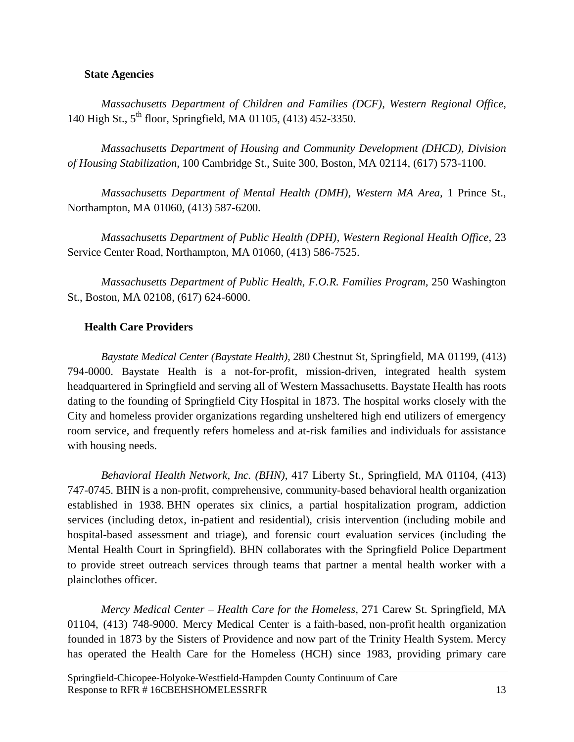### State Agencies

*Massachusetts Department of Children and Families (DCF), Western Regional Office,* 140 High St., 5th floor, Springfield, MA 01105, (413) 452-3350.

*Massachusetts Department of Housing and Community Development (DHCD), Division of Housing Stabilization*, 100 Cambridge St., Suite 300, Boston, MA 02114, (617) 573-1100.

*Massachusetts Department of Mental Health (DMH), Western MA Area,* 1 Prince St., Northampton, MA 01060, (413) 587-6200.

*Massachusetts Department of Public Health (DPH), Western Regional Health Office*, 23 Service Center Road, Northampton, MA 01060, (413) 586-7525.

*Massachusetts Department of Public Health, F.O.R. Families Program*, 250 Washington St., Boston, MA 02108, (617) 624-6000.

### Health Care Providers

*Baystate Medical Center (Baystate Health)*, 280 Chestnut St, Springfield, MA 01199, (413) 794-0000. Baystate Health is a not-for-profit, mission-driven, integrated health system headquartered in Springfield and serving all of Western Massachusetts. Baystate Health has roots dating to the founding of Springfield City Hospital in 1873. The hospital works closely with the City and homeless provider organizations regarding unsheltered high end utilizers of emergency room service, and frequently refers homeless and at-risk families and individuals for assistance with housing needs.

*Behavioral Health Network, Inc. (BHN)*, 417 Liberty St., Springfield, MA 01104, (413) 747-0745. BHN is a non-profit, comprehensive, community-based behavioral health organization established in 1938. BHN operates six clinics, a partial hospitalization program, addiction services (including detox, in-patient and residential), crisis intervention (including mobile and hospital-based assessment and triage), and forensic court evaluation services (including the Mental Health Court in Springfield). BHN collaborates with the Springfield Police Department to provide street outreach services through teams that partner a mental health worker with a plainclothes officer.

*Mercy Medical Center – Health Care for the Homeless*, 271 Carew St. Springfield, MA 01104, (413) 748-9000. Mercy Medical Center is a faith-based, non-profit health organization founded in 1873 by the Sisters of Providence and now part of the Trinity Health System. Mercy has operated the Health Care for the Homeless (HCH) since 1983, providing primary care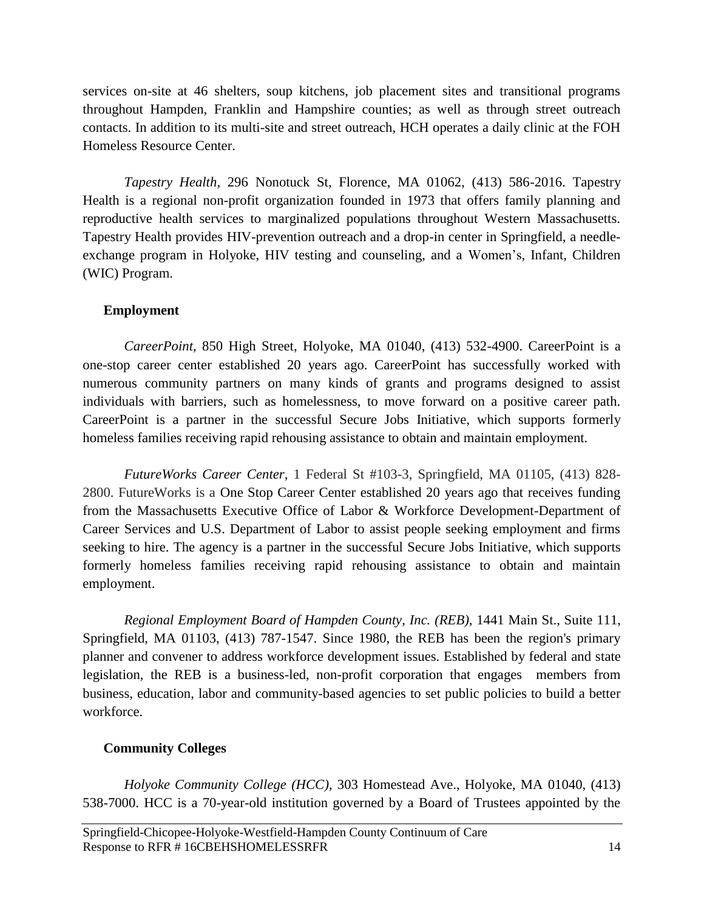services on-site at 46 shelters, soup kitchens, job placement sites and transitional programs throughout Hampden, Franklin and Hampshire counties; as well as through street outreach contacts. In addition to its multi-site and street outreach, HCH operates a daily clinic at the FOH Homeless Resource Center.

*Tapestry Health*, 296 Nonotuck St, Florence, MA 01062, (413) 586-2016. Tapestry Health is a regional non-profit organization founded in 1973 that offers family planning and reproductive health services to marginalized populations throughout Western Massachusetts. Tapestry Health provides HIV-prevention outreach and a drop-in center in Springfield, a needle-exchange program in Holyoke, HIV testing and counseling, and a Women's, Infant, Children (WIC) Program.

**Employment**

*CareerPoint*, 850 High Street, Holyoke, MA 01040, (413) 532-4900. CareerPoint is a one-stop career center established 20 years ago. CareerPoint has successfully worked with numerous community partners on many kinds of grants and programs designed to assist individuals with barriers, such as homelessness, to move forward on a positive career path. CareerPoint is a partner in the successful Secure Jobs Initiative, which supports formerly homeless families receiving rapid rehousing assistance to obtain and maintain employment.

*FutureWorks Career Center*, 1 Federal St #103-3, Springfield, MA 01105, (413) 828-2800. FutureWorks is a One Stop Career Center established 20 years ago that receives funding from the Massachusetts Executive Office of Labor & Workforce Development-Department of Career Services and U.S. Department of Labor to assist people seeking employment and firms seeking to hire. The agency is a partner in the successful Secure Jobs Initiative, which supports formerly homeless families receiving rapid rehousing assistance to obtain and maintain employment.

*Regional Employment Board of Hampden County, Inc. (REB)*, 1441 Main St., Suite 111, Springfield, MA 01103, (413) 787-1547. Since 1980, the REB has been the region's primary planner and convener to address workforce development issues. Established by federal and state legislation, the REB is a business-led, non-profit corporation that engages members from business, education, labor and community-based agencies to set public policies to build a better workforce.

**Community Colleges**

*Holyoke Community College (HCC)*, 303 Homestead Ave., Holyoke, MA 01040, (413) 538-7000. HCC is a 70-year-old institution governed by a Board of Trustees appointed by the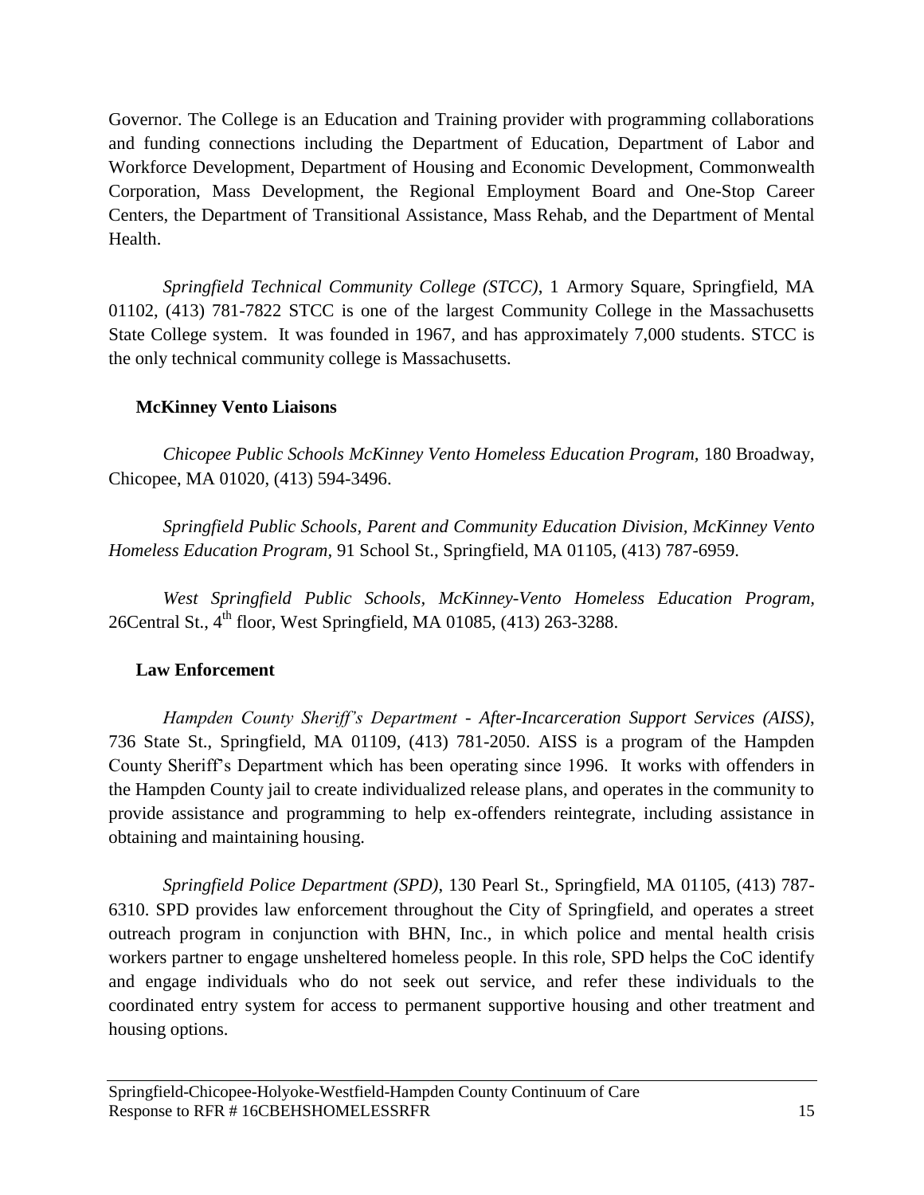Governor. The College is an Education and Training provider with programming collaborations and funding connections including the Department of Education, Department of Labor and Workforce Development, Department of Housing and Economic Development, Commonwealth Corporation, Mass Development, the Regional Employment Board and One-Stop Career Centers, the Department of Transitional Assistance, Mass Rehab, and the Department of Mental Health.

*Springfield Technical Community College (STCC)*, 1 Armory Square, Springfield, MA 01102, (413) 781-7822 STCC is one of the largest Community College in the Massachusetts State College system. It was founded in 1967, and has approximately 7,000 students. STCC is the only technical community college is Massachusetts.

**McKinney Vento Liaisons**

*Chicopee Public Schools McKinney Vento Homeless Education Program,* 180 Broadway, Chicopee, MA 01020, (413) 594-3496.

*Springfield Public Schools, Parent and Community Education Division, McKinney Vento Homeless Education Program,* 91 School St., Springfield, MA 01105, (413) 787-6959.

*West Springfield Public Schools, McKinney-Vento Homeless Education Program*, 26Central St., 4th floor, West Springfield, MA 01085, (413) 263-3288.

**Law Enforcement**

*Hampden County Sheriff's Department - After-Incarceration Support Services (AISS)*, 736 State St., Springfield, MA 01109, (413) 781-2050. AISS is a program of the Hampden County Sheriff's Department which has been operating since 1996. It works with offenders in the Hampden County jail to create individualized release plans, and operates in the community to provide assistance and programming to help ex-offenders reintegrate, including assistance in obtaining and maintaining housing.

*Springfield Police Department (SPD)*, 130 Pearl St., Springfield, MA 01105, (413) 787-6310. SPD provides law enforcement throughout the City of Springfield, and operates a street outreach program in conjunction with BHN, Inc., in which police and mental health crisis workers partner to engage unsheltered homeless people. In this role, SPD helps the CoC identify and engage individuals who do not seek out service, and refer these individuals to the coordinated entry system for access to permanent supportive housing and other treatment and housing options.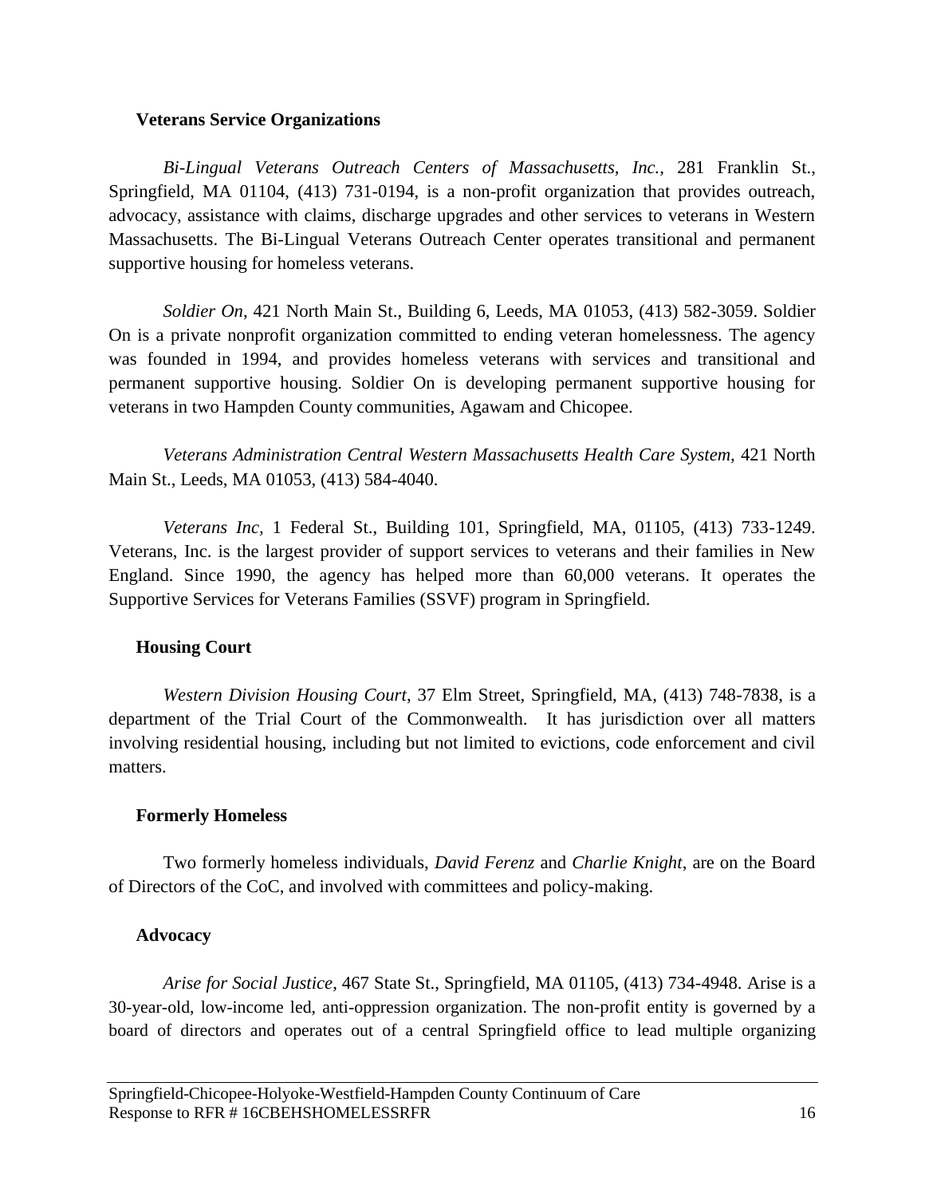**Veterans Service Organizations**

*Bi-Lingual Veterans Outreach Centers of Massachusetts, Inc.,* 281 Franklin St., Springfield, MA 01104, (413) 731-0194, is a non-profit organization that provides outreach, advocacy, assistance with claims, discharge upgrades and other services to veterans in Western Massachusetts. The Bi-Lingual Veterans Outreach Center operates transitional and permanent supportive housing for homeless veterans.

*Soldier On,* 421 North Main St., Building 6, Leeds, MA 01053, (413) 582-3059. Soldier On is a private nonprofit organization committed to ending veteran homelessness. The agency was founded in 1994, and provides homeless veterans with services and transitional and permanent supportive housing. Soldier On is developing permanent supportive housing for veterans in two Hampden County communities, Agawam and Chicopee.

*Veterans Administration Central Western Massachusetts Health Care System,* 421 North Main St., Leeds, MA 01053, (413) 584-4040.

*Veterans Inc,* 1 Federal St., Building 101, Springfield, MA, 01105, (413) 733-1249. Veterans, Inc. is the largest provider of support services to veterans and their families in New England. Since 1990, the agency has helped more than 60,000 veterans. It operates the Supportive Services for Veterans Families (SSVF) program in Springfield.

**Housing Court**

*Western Division Housing Court*, 37 Elm Street, Springfield, MA, (413) 748-7838, is a department of the Trial Court of the Commonwealth. It has jurisdiction over all matters involving residential housing, including but not limited to evictions, code enforcement and civil matters.

**Formerly Homeless**

Two formerly homeless individuals, *David Ferenz* and *Charlie Knight*, are on the Board of Directors of the CoC, and involved with committees and policy-making.

**Advocacy**

*Arise for Social Justice*, 467 State St., Springfield, MA 01105, (413) 734-4948. Arise is a 30-year-old, low-income led, anti-oppression organization. The non-profit entity is governed by a board of directors and operates out of a central Springfield office to lead multiple organizing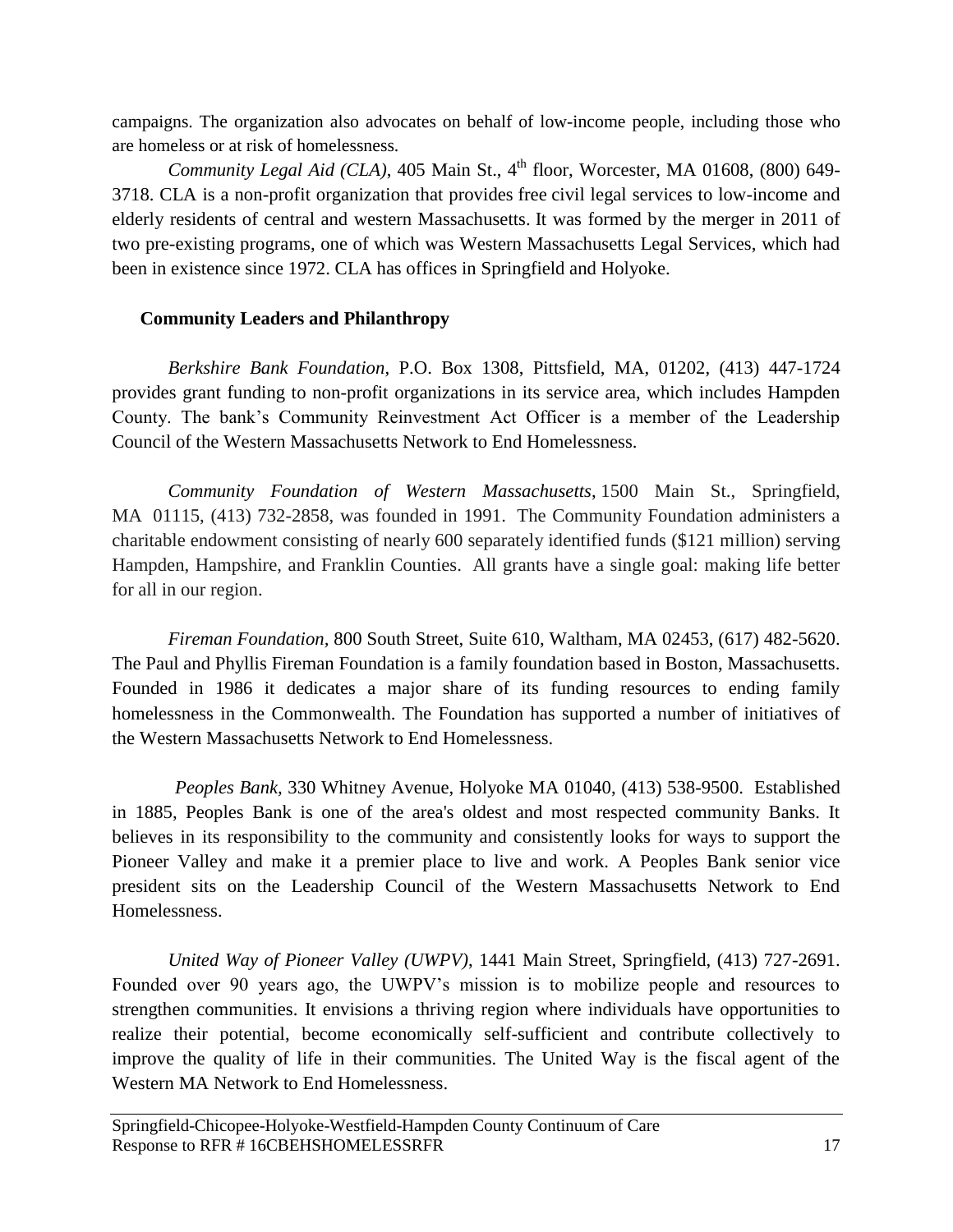campaigns. The organization also advocates on behalf of low-income people, including those who are homeless or at risk of homelessness.

*Community Legal Aid (CLA)*, 405 Main St., 4th floor, Worcester, MA 01608, (800) 649-3718. CLA is a non-profit organization that provides free civil legal services to low-income and elderly residents of central and western Massachusetts. It was formed by the merger in 2011 of two pre-existing programs, one of which was Western Massachusetts Legal Services, which had been in existence since 1972. CLA has offices in Springfield and Holyoke.

**Community Leaders and Philanthropy**

*Berkshire Bank Foundation*, P.O. Box 1308, Pittsfield, MA, 01202, (413) 447-1724 provides grant funding to non-profit organizations in its service area, which includes Hampden County. The bank's Community Reinvestment Act Officer is a member of the Leadership Council of the Western Massachusetts Network to End Homelessness.

*Community Foundation of Western Massachusetts*, 1500 Main St., Springfield, MA 01115, (413) 732-2858, was founded in 1991. The Community Foundation administers a charitable endowment consisting of nearly 600 separately identified funds ($121 million) serving Hampden, Hampshire, and Franklin Counties. All grants have a single goal: making life better for all in our region.

*Fireman Foundation*, 800 South Street, Suite 610, Waltham, MA 02453, (617) 482-5620. The Paul and Phyllis Fireman Foundation is a family foundation based in Boston, Massachusetts. Founded in 1986 it dedicates a major share of its funding resources to ending family homelessness in the Commonwealth. The Foundation has supported a number of initiatives of the Western Massachusetts Network to End Homelessness.

*Peoples Bank*, 330 Whitney Avenue, Holyoke MA 01040, (413) 538-9500. Established in 1885, Peoples Bank is one of the area's oldest and most respected community Banks. It believes in its responsibility to the community and consistently looks for ways to support the Pioneer Valley and make it a premier place to live and work. A Peoples Bank senior vice president sits on the Leadership Council of the Western Massachusetts Network to End Homelessness.

*United Way of Pioneer Valley (UWPV)*, 1441 Main Street, Springfield, (413) 727-2691. Founded over 90 years ago, the UWPV's mission is to mobilize people and resources to strengthen communities. It envisions a thriving region where individuals have opportunities to realize their potential, become economically self-sufficient and contribute collectively to improve the quality of life in their communities. The United Way is the fiscal agent of the Western MA Network to End Homelessness.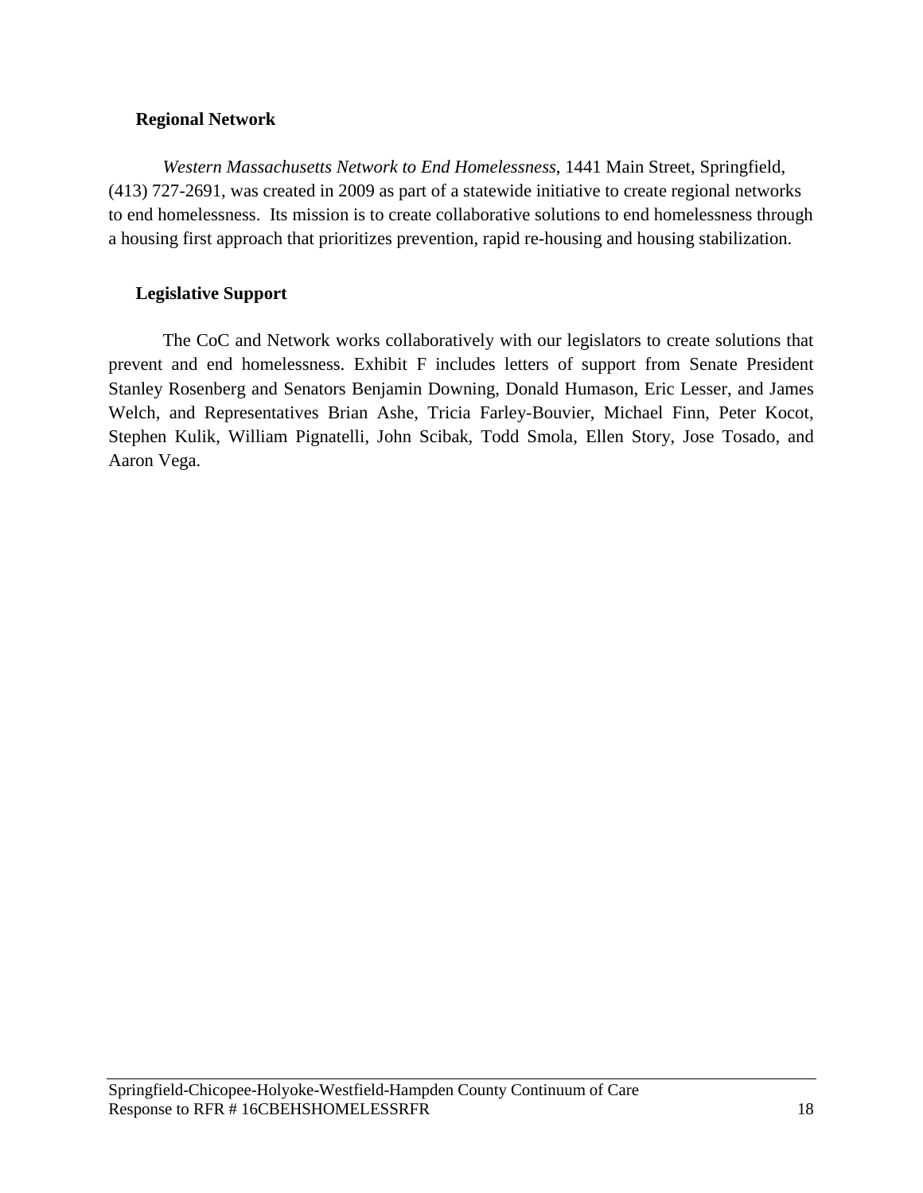**Regional Network**

*Western Massachusetts Network to End Homelessness*, 1441 Main Street, Springfield, (413) 727-2691, was created in 2009 as part of a statewide initiative to create regional networks to end homelessness. Its mission is to create collaborative solutions to end homelessness through a housing first approach that prioritizes prevention, rapid re-housing and housing stabilization.

**Legislative Support**

The CoC and Network works collaboratively with our legislators to create solutions that prevent and end homelessness. Exhibit F includes letters of support from Senate President Stanley Rosenberg and Senators Benjamin Downing, Donald Humason, Eric Lesser, and James Welch, and Representatives Brian Ashe, Tricia Farley-Bouvier, Michael Finn, Peter Kocot, Stephen Kulik, William Pignatelli, John Scibak, Todd Smola, Ellen Story, Jose Tosado, and Aaron Vega.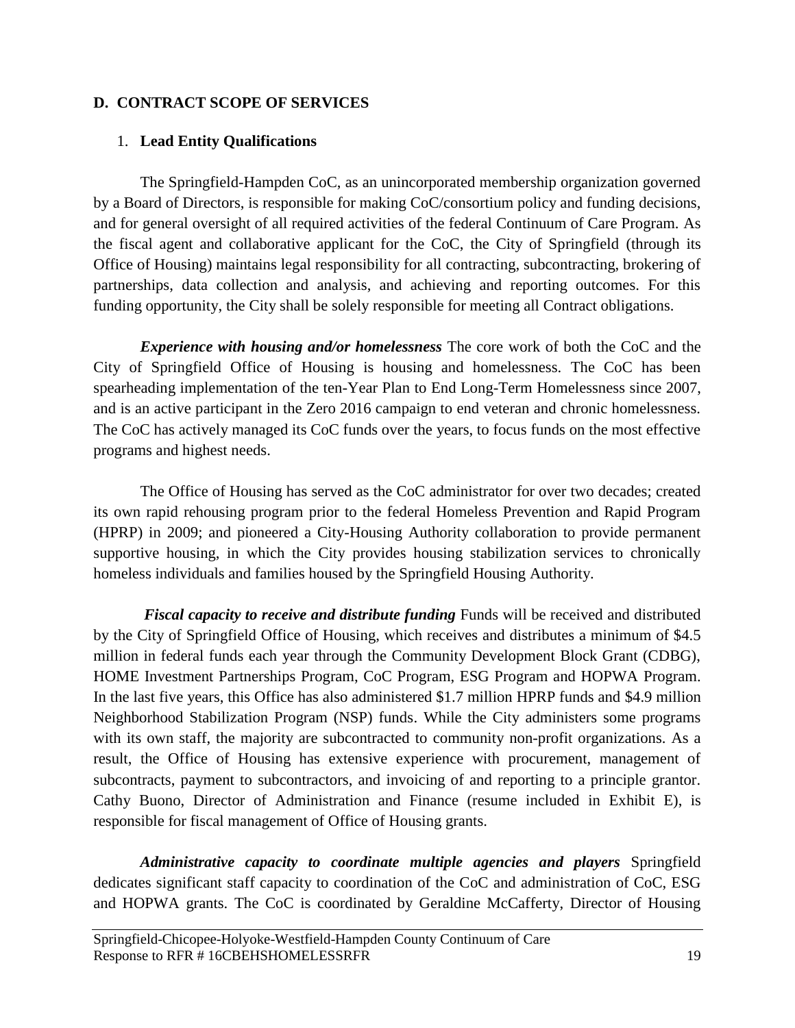## D. CONTRACT SCOPE OF SERVICES

1. **Lead Entity Qualifications**

The Springfield-Hampden CoC, as an unincorporated membership organization governed by a Board of Directors, is responsible for making CoC/consortium policy and funding decisions, and for general oversight of all required activities of the federal Continuum of Care Program. As the fiscal agent and collaborative applicant for the CoC, the City of Springfield (through its Office of Housing) maintains legal responsibility for all contracting, subcontracting, brokering of partnerships, data collection and analysis, and achieving and reporting outcomes. For this funding opportunity, the City shall be solely responsible for meeting all Contract obligations.

***Experience with housing and/or homelessness*** The core work of both the CoC and the City of Springfield Office of Housing is housing and homelessness. The CoC has been spearheading implementation of the ten-Year Plan to End Long-Term Homelessness since 2007, and is an active participant in the Zero 2016 campaign to end veteran and chronic homelessness. The CoC has actively managed its CoC funds over the years, to focus funds on the most effective programs and highest needs.

The Office of Housing has served as the CoC administrator for over two decades; created its own rapid rehousing program prior to the federal Homeless Prevention and Rapid Program (HPRP) in 2009; and pioneered a City-Housing Authority collaboration to provide permanent supportive housing, in which the City provides housing stabilization services to chronically homeless individuals and families housed by the Springfield Housing Authority.

***Fiscal capacity to receive and distribute funding*** Funds will be received and distributed by the City of Springfield Office of Housing, which receives and distributes a minimum of $4.5 million in federal funds each year through the Community Development Block Grant (CDBG), HOME Investment Partnerships Program, CoC Program, ESG Program and HOPWA Program. In the last five years, this Office has also administered $1.7 million HPRP funds and $4.9 million Neighborhood Stabilization Program (NSP) funds. While the City administers some programs with its own staff, the majority are subcontracted to community non-profit organizations. As a result, the Office of Housing has extensive experience with procurement, management of subcontracts, payment to subcontractors, and invoicing of and reporting to a principle grantor. Cathy Buono, Director of Administration and Finance (resume included in Exhibit E), is responsible for fiscal management of Office of Housing grants.

***Administrative capacity to coordinate multiple agencies and players*** Springfield dedicates significant staff capacity to coordination of the CoC and administration of CoC, ESG and HOPWA grants. The CoC is coordinated by Geraldine McCafferty, Director of Housing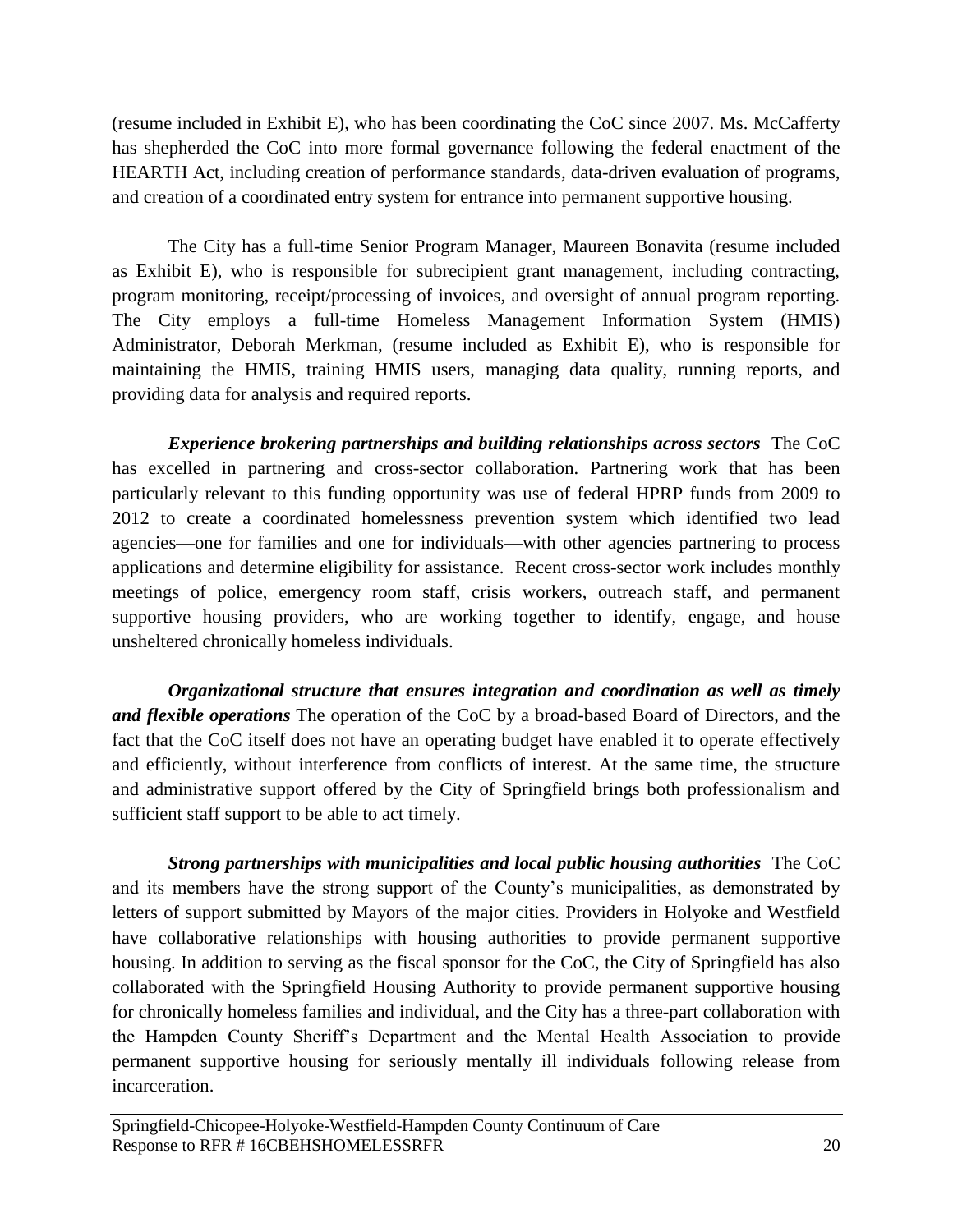(resume included in Exhibit E), who has been coordinating the CoC since 2007. Ms. McCafferty has shepherded the CoC into more formal governance following the federal enactment of the HEARTH Act, including creation of performance standards, data-driven evaluation of programs, and creation of a coordinated entry system for entrance into permanent supportive housing.

The City has a full-time Senior Program Manager, Maureen Bonavita (resume included as Exhibit E), who is responsible for subrecipient grant management, including contracting, program monitoring, receipt/processing of invoices, and oversight of annual program reporting. The City employs a full-time Homeless Management Information System (HMIS) Administrator, Deborah Merkman, (resume included as Exhibit E), who is responsible for maintaining the HMIS, training HMIS users, managing data quality, running reports, and providing data for analysis and required reports.

***Experience brokering partnerships and building relationships across sectors*** The CoC has excelled in partnering and cross-sector collaboration. Partnering work that has been particularly relevant to this funding opportunity was use of federal HPRP funds from 2009 to 2012 to create a coordinated homelessness prevention system which identified two lead agencies—one for families and one for individuals—with other agencies partnering to process applications and determine eligibility for assistance. Recent cross-sector work includes monthly meetings of police, emergency room staff, crisis workers, outreach staff, and permanent supportive housing providers, who are working together to identify, engage, and house unsheltered chronically homeless individuals.

***Organizational structure that ensures integration and coordination as well as timely and flexible operations*** The operation of the CoC by a broad-based Board of Directors, and the fact that the CoC itself does not have an operating budget have enabled it to operate effectively and efficiently, without interference from conflicts of interest. At the same time, the structure and administrative support offered by the City of Springfield brings both professionalism and sufficient staff support to be able to act timely.

***Strong partnerships with municipalities and local public housing authorities*** The CoC and its members have the strong support of the County's municipalities, as demonstrated by letters of support submitted by Mayors of the major cities. Providers in Holyoke and Westfield have collaborative relationships with housing authorities to provide permanent supportive housing. In addition to serving as the fiscal sponsor for the CoC, the City of Springfield has also collaborated with the Springfield Housing Authority to provide permanent supportive housing for chronically homeless families and individual, and the City has a three-part collaboration with the Hampden County Sheriff's Department and the Mental Health Association to provide permanent supportive housing for seriously mentally ill individuals following release from incarceration.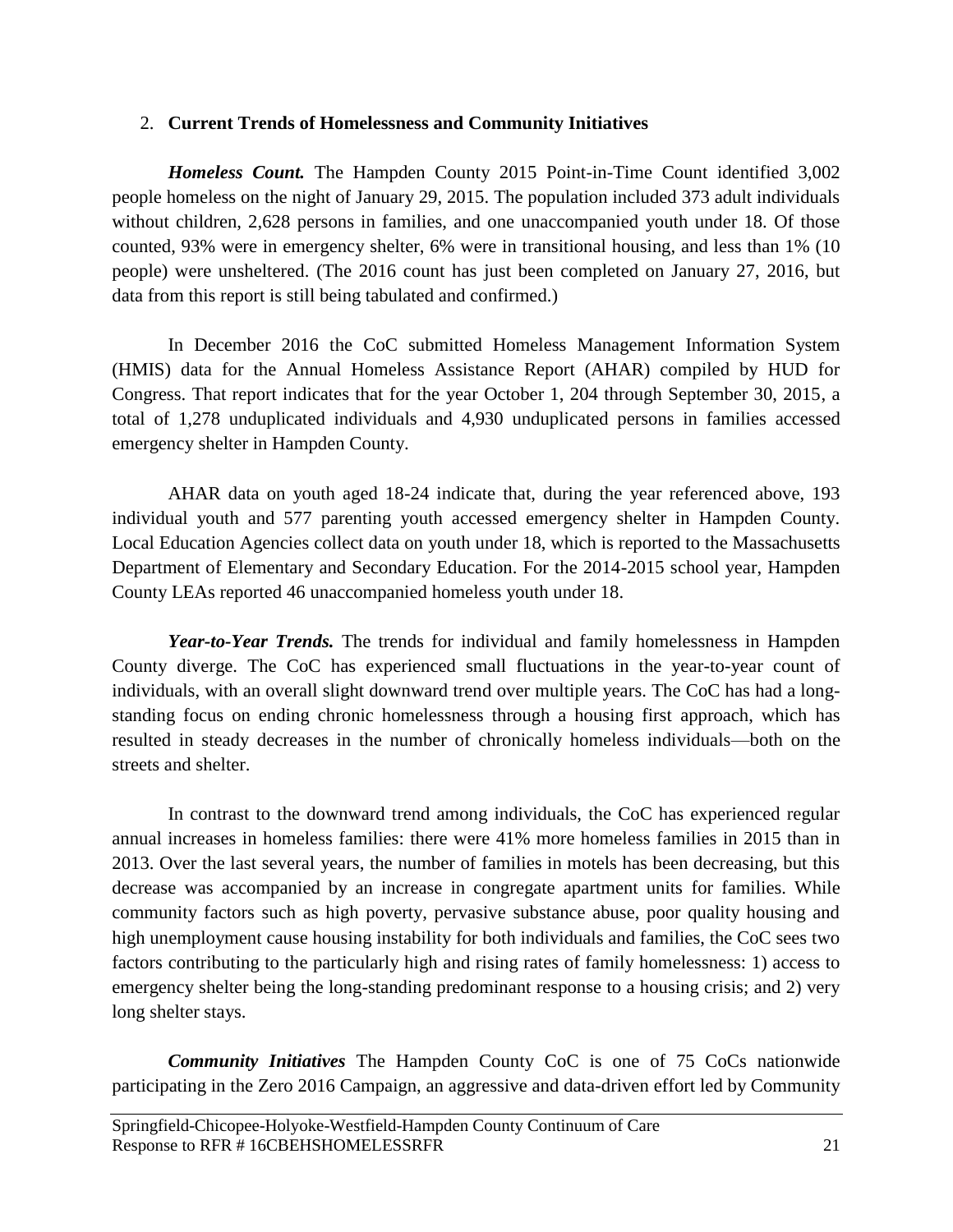2. **Current Trends of Homelessness and Community Initiatives**

***Homeless Count.*** The Hampden County 2015 Point-in-Time Count identified 3,002 people homeless on the night of January 29, 2015. The population included 373 adult individuals without children, 2,628 persons in families, and one unaccompanied youth under 18. Of those counted, 93% were in emergency shelter, 6% were in transitional housing, and less than 1% (10 people) were unsheltered. (The 2016 count has just been completed on January 27, 2016, but data from this report is still being tabulated and confirmed.)

In December 2016 the CoC submitted Homeless Management Information System (HMIS) data for the Annual Homeless Assistance Report (AHAR) compiled by HUD for Congress. That report indicates that for the year October 1, 204 through September 30, 2015, a total of 1,278 unduplicated individuals and 4,930 unduplicated persons in families accessed emergency shelter in Hampden County.

AHAR data on youth aged 18-24 indicate that, during the year referenced above, 193 individual youth and 577 parenting youth accessed emergency shelter in Hampden County. Local Education Agencies collect data on youth under 18, which is reported to the Massachusetts Department of Elementary and Secondary Education. For the 2014-2015 school year, Hampden County LEAs reported 46 unaccompanied homeless youth under 18.

***Year-to-Year Trends.*** The trends for individual and family homelessness in Hampden County diverge. The CoC has experienced small fluctuations in the year-to-year count of individuals, with an overall slight downward trend over multiple years. The CoC has had a long-standing focus on ending chronic homelessness through a housing first approach, which has resulted in steady decreases in the number of chronically homeless individuals—both on the streets and shelter.

In contrast to the downward trend among individuals, the CoC has experienced regular annual increases in homeless families: there were 41% more homeless families in 2015 than in 2013. Over the last several years, the number of families in motels has been decreasing, but this decrease was accompanied by an increase in congregate apartment units for families. While community factors such as high poverty, pervasive substance abuse, poor quality housing and high unemployment cause housing instability for both individuals and families, the CoC sees two factors contributing to the particularly high and rising rates of family homelessness: 1) access to emergency shelter being the long-standing predominant response to a housing crisis; and 2) very long shelter stays.

***Community Initiatives*** The Hampden County CoC is one of 75 CoCs nationwide participating in the Zero 2016 Campaign, an aggressive and data-driven effort led by Community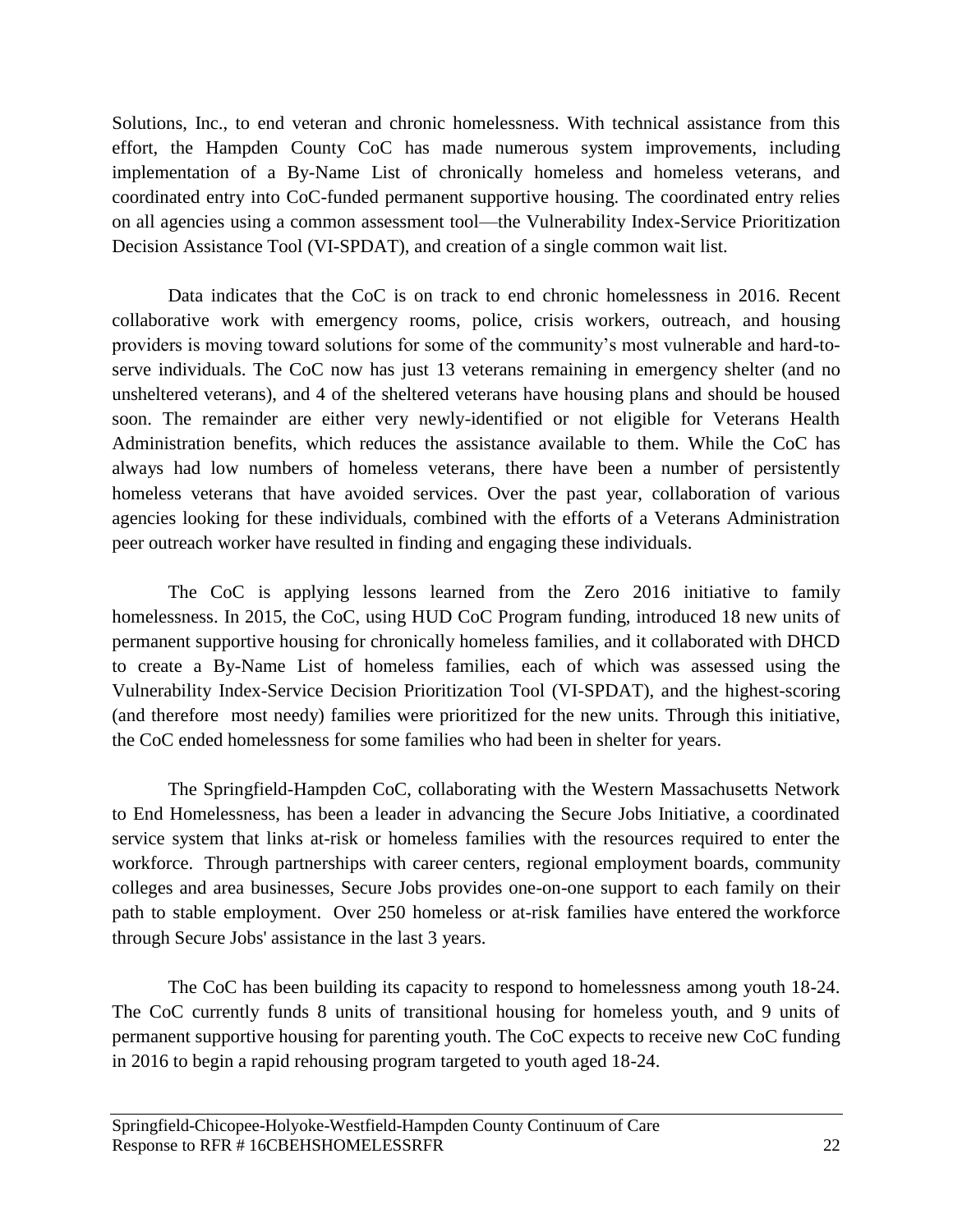Solutions, Inc., to end veteran and chronic homelessness. With technical assistance from this effort, the Hampden County CoC has made numerous system improvements, including implementation of a By-Name List of chronically homeless and homeless veterans, and coordinated entry into CoC-funded permanent supportive housing. The coordinated entry relies on all agencies using a common assessment tool—the Vulnerability Index-Service Prioritization Decision Assistance Tool (VI-SPDAT), and creation of a single common wait list.

Data indicates that the CoC is on track to end chronic homelessness in 2016. Recent collaborative work with emergency rooms, police, crisis workers, outreach, and housing providers is moving toward solutions for some of the community's most vulnerable and hard-to-serve individuals. The CoC now has just 13 veterans remaining in emergency shelter (and no unsheltered veterans), and 4 of the sheltered veterans have housing plans and should be housed soon. The remainder are either very newly-identified or not eligible for Veterans Health Administration benefits, which reduces the assistance available to them. While the CoC has always had low numbers of homeless veterans, there have been a number of persistently homeless veterans that have avoided services. Over the past year, collaboration of various agencies looking for these individuals, combined with the efforts of a Veterans Administration peer outreach worker have resulted in finding and engaging these individuals.

The CoC is applying lessons learned from the Zero 2016 initiative to family homelessness. In 2015, the CoC, using HUD CoC Program funding, introduced 18 new units of permanent supportive housing for chronically homeless families, and it collaborated with DHCD to create a By-Name List of homeless families, each of which was assessed using the Vulnerability Index-Service Decision Prioritization Tool (VI-SPDAT), and the highest-scoring (and therefore most needy) families were prioritized for the new units. Through this initiative, the CoC ended homelessness for some families who had been in shelter for years.

The Springfield-Hampden CoC, collaborating with the Western Massachusetts Network to End Homelessness, has been a leader in advancing the Secure Jobs Initiative, a coordinated service system that links at-risk or homeless families with the resources required to enter the workforce. Through partnerships with career centers, regional employment boards, community colleges and area businesses, Secure Jobs provides one-on-one support to each family on their path to stable employment. Over 250 homeless or at-risk families have entered the workforce through Secure Jobs' assistance in the last 3 years.

The CoC has been building its capacity to respond to homelessness among youth 18-24. The CoC currently funds 8 units of transitional housing for homeless youth, and 9 units of permanent supportive housing for parenting youth. The CoC expects to receive new CoC funding in 2016 to begin a rapid rehousing program targeted to youth aged 18-24.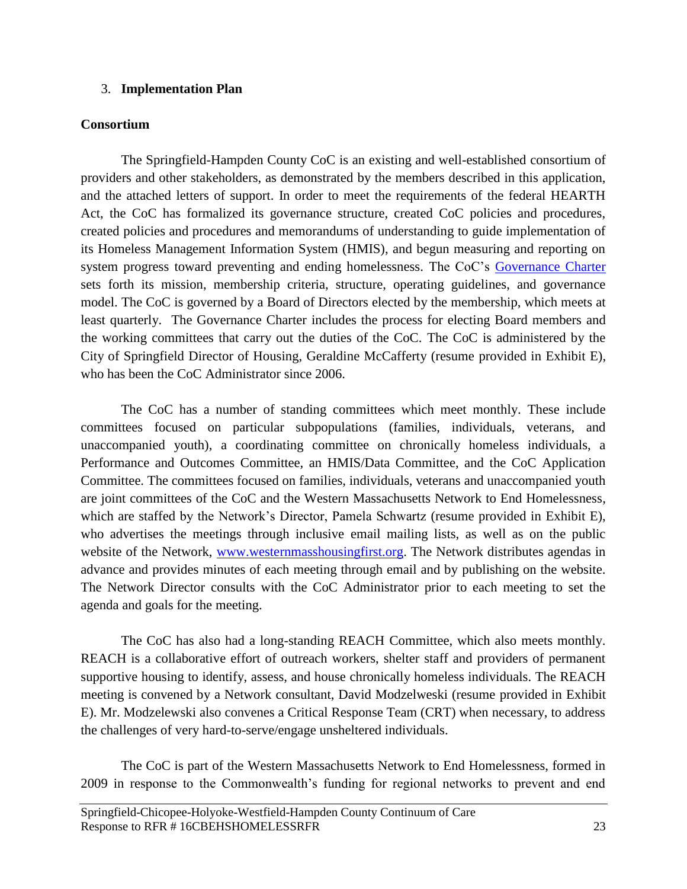3. **Implementation Plan**

**Consortium**

The Springfield-Hampden County CoC is an existing and well-established consortium of providers and other stakeholders, as demonstrated by the members described in this application, and the attached letters of support. In order to meet the requirements of the federal HEARTH Act, the CoC has formalized its governance structure, created CoC policies and procedures, created policies and procedures and memorandums of understanding to guide implementation of its Homeless Management Information System (HMIS), and begun measuring and reporting on system progress toward preventing and ending homelessness. The CoC's Governance Charter sets forth its mission, membership criteria, structure, operating guidelines, and governance model. The CoC is governed by a Board of Directors elected by the membership, which meets at least quarterly. The Governance Charter includes the process for electing Board members and the working committees that carry out the duties of the CoC. The CoC is administered by the City of Springfield Director of Housing, Geraldine McCafferty (resume provided in Exhibit E), who has been the CoC Administrator since 2006.

The CoC has a number of standing committees which meet monthly. These include committees focused on particular subpopulations (families, individuals, veterans, and unaccompanied youth), a coordinating committee on chronically homeless individuals, a Performance and Outcomes Committee, an HMIS/Data Committee, and the CoC Application Committee. The committees focused on families, individuals, veterans and unaccompanied youth are joint committees of the CoC and the Western Massachusetts Network to End Homelessness, which are staffed by the Network's Director, Pamela Schwartz (resume provided in Exhibit E), who advertises the meetings through inclusive email mailing lists, as well as on the public website of the Network, www.westernmasshousingfirst.org. The Network distributes agendas in advance and provides minutes of each meeting through email and by publishing on the website. The Network Director consults with the CoC Administrator prior to each meeting to set the agenda and goals for the meeting.

The CoC has also had a long-standing REACH Committee, which also meets monthly. REACH is a collaborative effort of outreach workers, shelter staff and providers of permanent supportive housing to identify, assess, and house chronically homeless individuals. The REACH meeting is convened by a Network consultant, David Modzelweski (resume provided in Exhibit E). Mr. Modzelewski also convenes a Critical Response Team (CRT) when necessary, to address the challenges of very hard-to-serve/engage unsheltered individuals.

The CoC is part of the Western Massachusetts Network to End Homelessness, formed in 2009 in response to the Commonwealth's funding for regional networks to prevent and end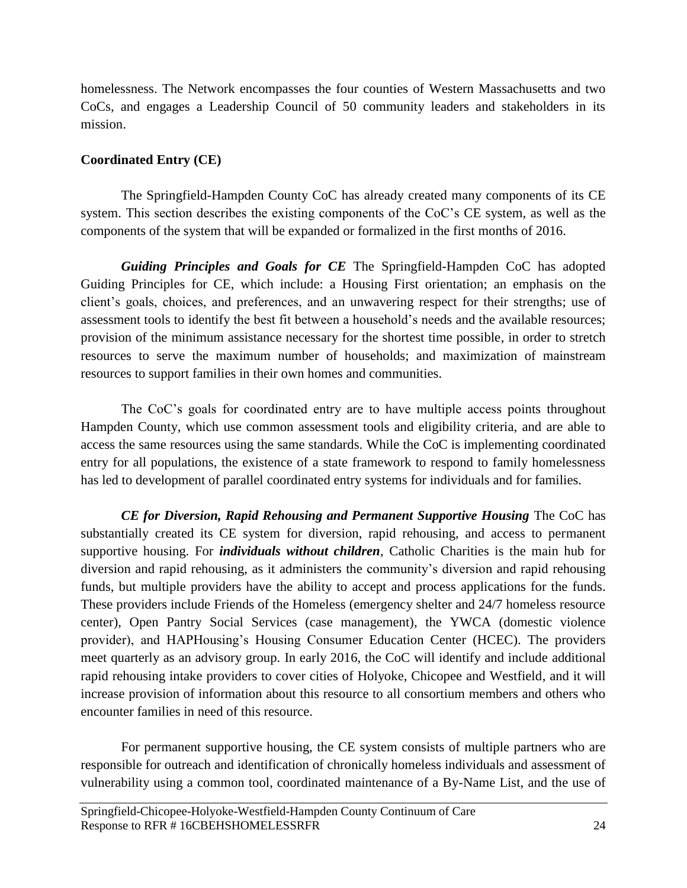homelessness. The Network encompasses the four counties of Western Massachusetts and two CoCs, and engages a Leadership Council of 50 community leaders and stakeholders in its mission.

**Coordinated Entry (CE)**

The Springfield-Hampden County CoC has already created many components of its CE system. This section describes the existing components of the CoC's CE system, as well as the components of the system that will be expanded or formalized in the first months of 2016.

***Guiding Principles and Goals for CE*** The Springfield-Hampden CoC has adopted Guiding Principles for CE, which include: a Housing First orientation; an emphasis on the client's goals, choices, and preferences, and an unwavering respect for their strengths; use of assessment tools to identify the best fit between a household's needs and the available resources; provision of the minimum assistance necessary for the shortest time possible, in order to stretch resources to serve the maximum number of households; and maximization of mainstream resources to support families in their own homes and communities.

The CoC's goals for coordinated entry are to have multiple access points throughout Hampden County, which use common assessment tools and eligibility criteria, and are able to access the same resources using the same standards. While the CoC is implementing coordinated entry for all populations, the existence of a state framework to respond to family homelessness has led to development of parallel coordinated entry systems for individuals and for families.

***CE for Diversion, Rapid Rehousing and Permanent Supportive Housing*** The CoC has substantially created its CE system for diversion, rapid rehousing, and access to permanent supportive housing. For ***individuals without children***, Catholic Charities is the main hub for diversion and rapid rehousing, as it administers the community's diversion and rapid rehousing funds, but multiple providers have the ability to accept and process applications for the funds. These providers include Friends of the Homeless (emergency shelter and 24/7 homeless resource center), Open Pantry Social Services (case management), the YWCA (domestic violence provider), and HAPHousing's Housing Consumer Education Center (HCEC). The providers meet quarterly as an advisory group. In early 2016, the CoC will identify and include additional rapid rehousing intake providers to cover cities of Holyoke, Chicopee and Westfield, and it will increase provision of information about this resource to all consortium members and others who encounter families in need of this resource.

For permanent supportive housing, the CE system consists of multiple partners who are responsible for outreach and identification of chronically homeless individuals and assessment of vulnerability using a common tool, coordinated maintenance of a By-Name List, and the use of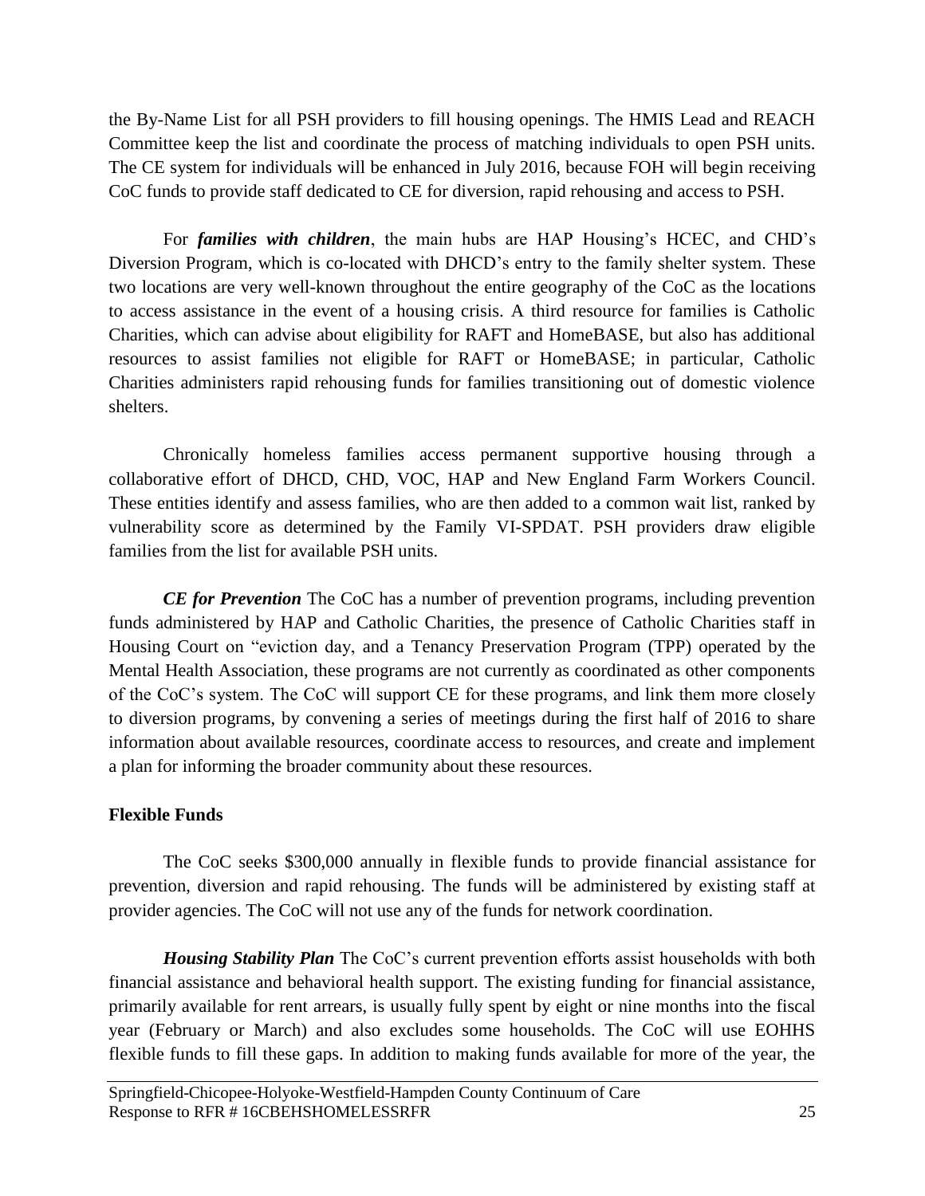the By-Name List for all PSH providers to fill housing openings. The HMIS Lead and REACH Committee keep the list and coordinate the process of matching individuals to open PSH units. The CE system for individuals will be enhanced in July 2016, because FOH will begin receiving CoC funds to provide staff dedicated to CE for diversion, rapid rehousing and access to PSH.

For ***families with children***, the main hubs are HAP Housing's HCEC, and CHD's Diversion Program, which is co-located with DHCD's entry to the family shelter system. These two locations are very well-known throughout the entire geography of the CoC as the locations to access assistance in the event of a housing crisis. A third resource for families is Catholic Charities, which can advise about eligibility for RAFT and HomeBASE, but also has additional resources to assist families not eligible for RAFT or HomeBASE; in particular, Catholic Charities administers rapid rehousing funds for families transitioning out of domestic violence shelters.

Chronically homeless families access permanent supportive housing through a collaborative effort of DHCD, CHD, VOC, HAP and New England Farm Workers Council. These entities identify and assess families, who are then added to a common wait list, ranked by vulnerability score as determined by the Family VI-SPDAT. PSH providers draw eligible families from the list for available PSH units.

***CE for Prevention*** The CoC has a number of prevention programs, including prevention funds administered by HAP and Catholic Charities, the presence of Catholic Charities staff in Housing Court on "eviction day, and a Tenancy Preservation Program (TPP) operated by the Mental Health Association, these programs are not currently as coordinated as other components of the CoC's system. The CoC will support CE for these programs, and link them more closely to diversion programs, by convening a series of meetings during the first half of 2016 to share information about available resources, coordinate access to resources, and create and implement a plan for informing the broader community about these resources.

**Flexible Funds**

The CoC seeks $300,000 annually in flexible funds to provide financial assistance for prevention, diversion and rapid rehousing. The funds will be administered by existing staff at provider agencies. The CoC will not use any of the funds for network coordination.

***Housing Stability Plan*** The CoC's current prevention efforts assist households with both financial assistance and behavioral health support. The existing funding for financial assistance, primarily available for rent arrears, is usually fully spent by eight or nine months into the fiscal year (February or March) and also excludes some households. The CoC will use EOHHS flexible funds to fill these gaps. In addition to making funds available for more of the year, the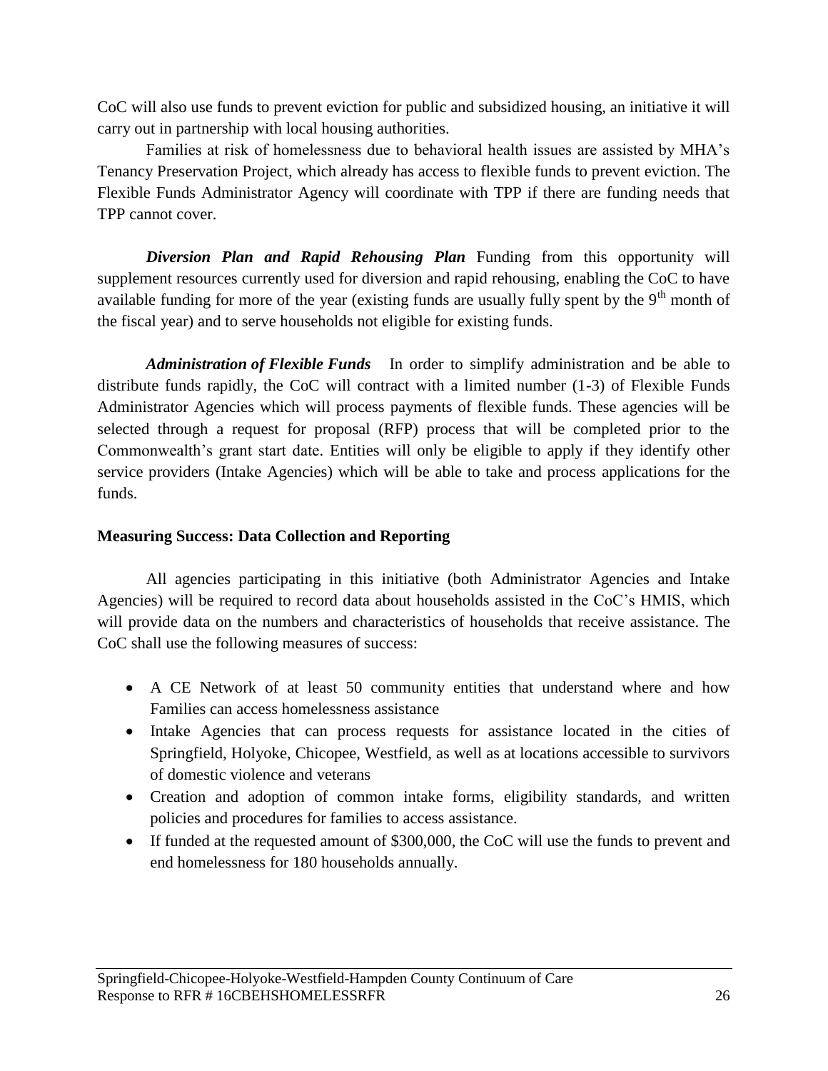CoC will also use funds to prevent eviction for public and subsidized housing, an initiative it will carry out in partnership with local housing authorities.

Families at risk of homelessness due to behavioral health issues are assisted by MHA's Tenancy Preservation Project, which already has access to flexible funds to prevent eviction. The Flexible Funds Administrator Agency will coordinate with TPP if there are funding needs that TPP cannot cover.

***Diversion Plan and Rapid Rehousing Plan*** Funding from this opportunity will supplement resources currently used for diversion and rapid rehousing, enabling the CoC to have available funding for more of the year (existing funds are usually fully spent by the 9th month of the fiscal year) and to serve households not eligible for existing funds.

***Administration of Flexible Funds*** In order to simplify administration and be able to distribute funds rapidly, the CoC will contract with a limited number (1-3) of Flexible Funds Administrator Agencies which will process payments of flexible funds. These agencies will be selected through a request for proposal (RFP) process that will be completed prior to the Commonwealth's grant start date. Entities will only be eligible to apply if they identify other service providers (Intake Agencies) which will be able to take and process applications for the funds.

**Measuring Success: Data Collection and Reporting**

All agencies participating in this initiative (both Administrator Agencies and Intake Agencies) will be required to record data about households assisted in the CoC's HMIS, which will provide data on the numbers and characteristics of households that receive assistance. The CoC shall use the following measures of success:

- A CE Network of at least 50 community entities that understand where and how Families can access homelessness assistance
- Intake Agencies that can process requests for assistance located in the cities of Springfield, Holyoke, Chicopee, Westfield, as well as at locations accessible to survivors of domestic violence and veterans
- Creation and adoption of common intake forms, eligibility standards, and written policies and procedures for families to access assistance.
- If funded at the requested amount of $300,000, the CoC will use the funds to prevent and end homelessness for 180 households annually.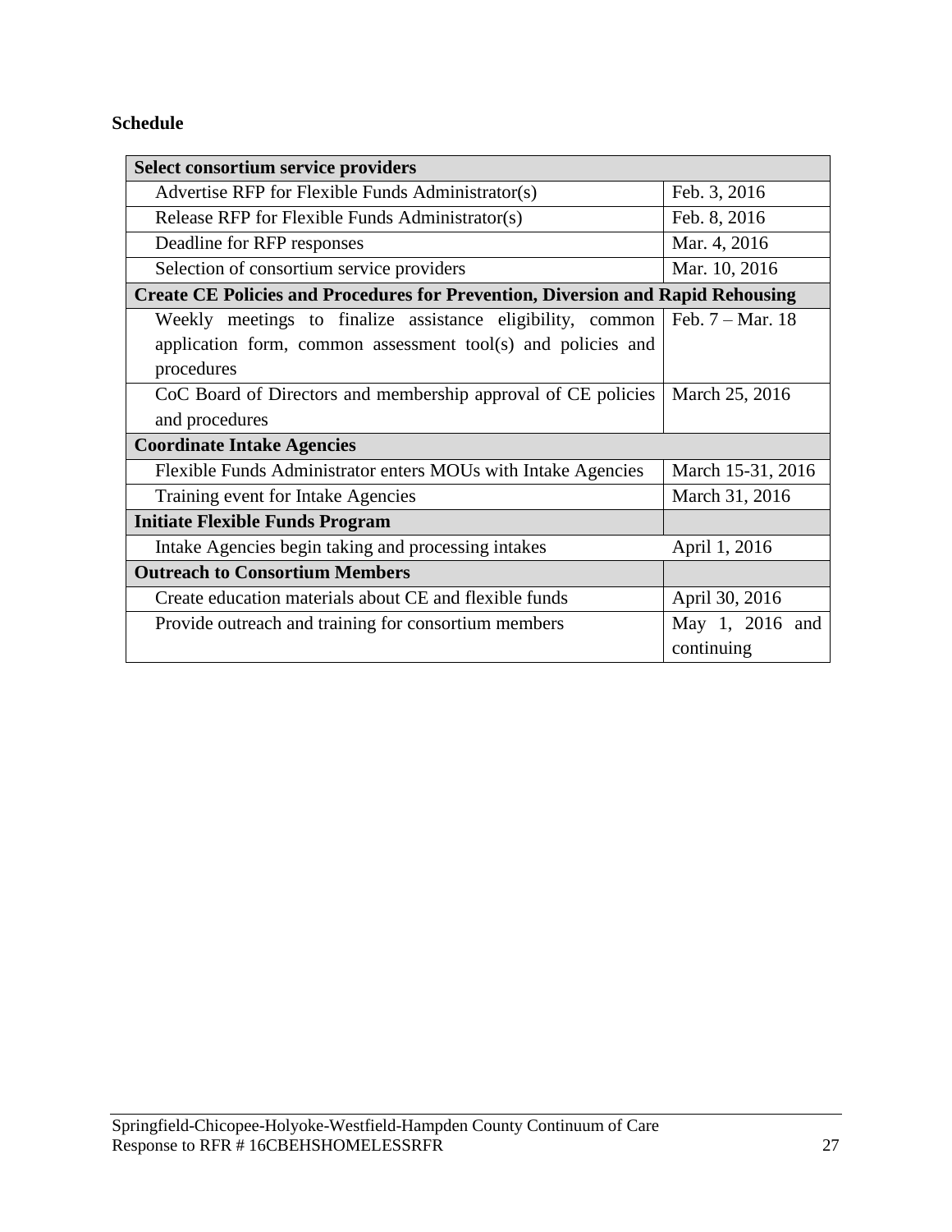**Schedule**

| Select consortium service providers | |
|---|---|
| Advertise RFP for Flexible Funds Administrator(s) | Feb. 3, 2016 |
| Release RFP for Flexible Funds Administrator(s) | Feb. 8, 2016 |
| Deadline for RFP responses | Mar. 4, 2016 |
| Selection of consortium service providers | Mar. 10, 2016 |
| **Create CE Policies and Procedures for Prevention, Diversion and Rapid Rehousing** | |
| Weekly meetings to finalize assistance eligibility, common application form, common assessment tool(s) and policies and procedures | Feb. 7 – Mar. 18 |
| CoC Board of Directors and membership approval of CE policies and procedures | March 25, 2016 |
| **Coordinate Intake Agencies** | |
| Flexible Funds Administrator enters MOUs with Intake Agencies | March 15-31, 2016 |
| Training event for Intake Agencies | March 31, 2016 |
| **Initiate Flexible Funds Program** | |
| Intake Agencies begin taking and processing intakes | April 1, 2016 |
| **Outreach to Consortium Members** | |
| Create education materials about CE and flexible funds | April 30, 2016 |
| Provide outreach and training for consortium members | May 1, 2016 and continuing |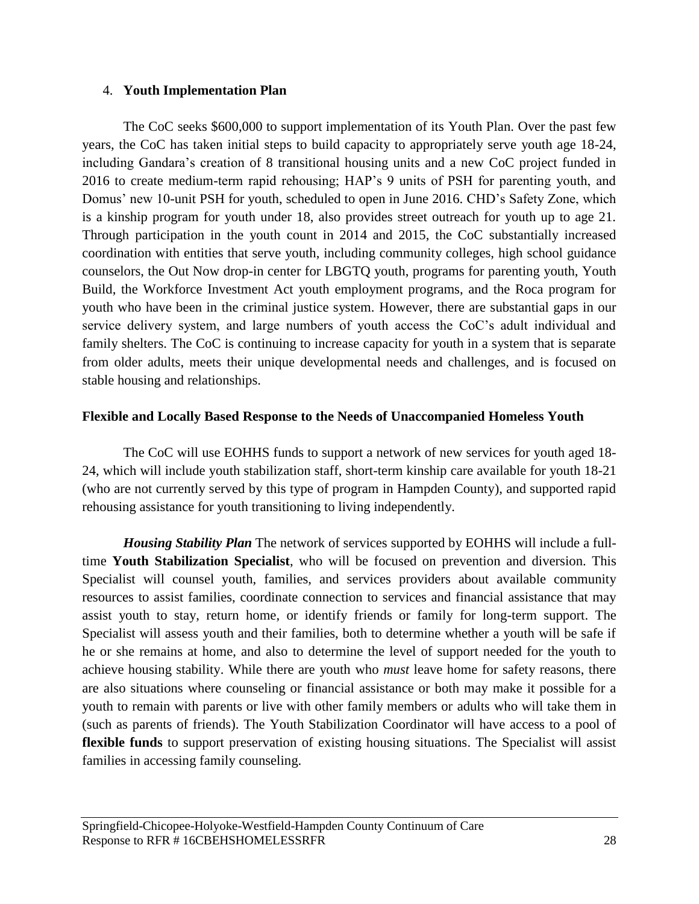4. **Youth Implementation Plan**

The CoC seeks $600,000 to support implementation of its Youth Plan. Over the past few years, the CoC has taken initial steps to build capacity to appropriately serve youth age 18-24, including Gandara's creation of 8 transitional housing units and a new CoC project funded in 2016 to create medium-term rapid rehousing; HAP's 9 units of PSH for parenting youth, and Domus' new 10-unit PSH for youth, scheduled to open in June 2016. CHD's Safety Zone, which is a kinship program for youth under 18, also provides street outreach for youth up to age 21. Through participation in the youth count in 2014 and 2015, the CoC substantially increased coordination with entities that serve youth, including community colleges, high school guidance counselors, the Out Now drop-in center for LBGTQ youth, programs for parenting youth, Youth Build, the Workforce Investment Act youth employment programs, and the Roca program for youth who have been in the criminal justice system. However, there are substantial gaps in our service delivery system, and large numbers of youth access the CoC's adult individual and family shelters. The CoC is continuing to increase capacity for youth in a system that is separate from older adults, meets their unique developmental needs and challenges, and is focused on stable housing and relationships.

**Flexible and Locally Based Response to the Needs of Unaccompanied Homeless Youth**

The CoC will use EOHHS funds to support a network of new services for youth aged 18-24, which will include youth stabilization staff, short-term kinship care available for youth 18-21 (who are not currently served by this type of program in Hampden County), and supported rapid rehousing assistance for youth transitioning to living independently.

***Housing Stability Plan*** The network of services supported by EOHHS will include a full-time **Youth Stabilization Specialist**, who will be focused on prevention and diversion. This Specialist will counsel youth, families, and services providers about available community resources to assist families, coordinate connection to services and financial assistance that may assist youth to stay, return home, or identify friends or family for long-term support. The Specialist will assess youth and their families, both to determine whether a youth will be safe if he or she remains at home, and also to determine the level of support needed for the youth to achieve housing stability. While there are youth who *must* leave home for safety reasons, there are also situations where counseling or financial assistance or both may make it possible for a youth to remain with parents or live with other family members or adults who will take them in (such as parents of friends). The Youth Stabilization Coordinator will have access to a pool of **flexible funds** to support preservation of existing housing situations. The Specialist will assist families in accessing family counseling.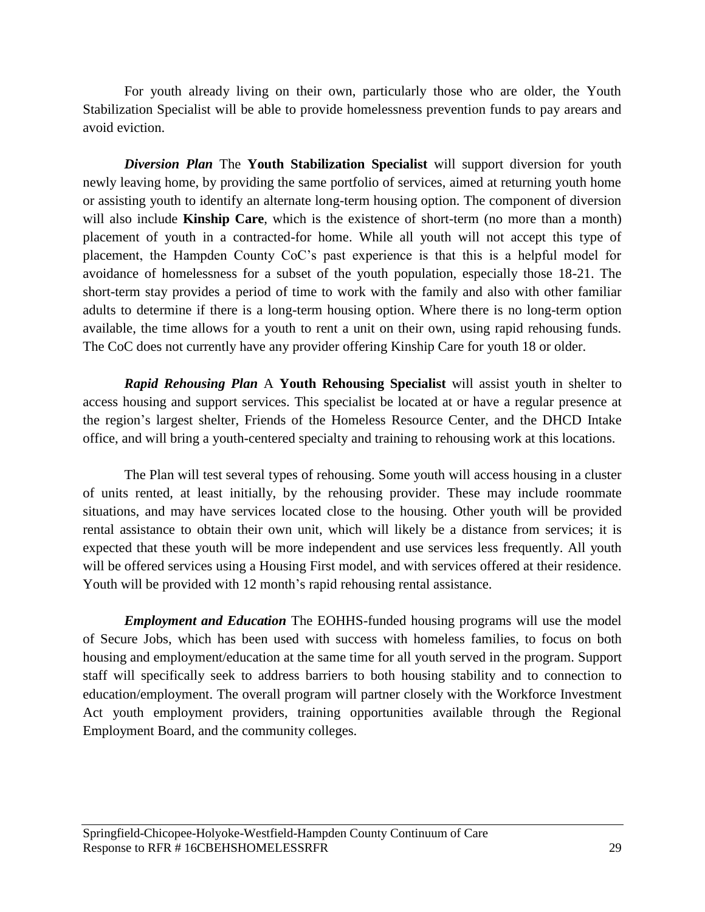For youth already living on their own, particularly those who are older, the Youth Stabilization Specialist will be able to provide homelessness prevention funds to pay arears and avoid eviction.

***Diversion Plan*** The **Youth Stabilization Specialist** will support diversion for youth newly leaving home, by providing the same portfolio of services, aimed at returning youth home or assisting youth to identify an alternate long-term housing option. The component of diversion will also include **Kinship Care**, which is the existence of short-term (no more than a month) placement of youth in a contracted-for home. While all youth will not accept this type of placement, the Hampden County CoC's past experience is that this is a helpful model for avoidance of homelessness for a subset of the youth population, especially those 18-21. The short-term stay provides a period of time to work with the family and also with other familiar adults to determine if there is a long-term housing option. Where there is no long-term option available, the time allows for a youth to rent a unit on their own, using rapid rehousing funds. The CoC does not currently have any provider offering Kinship Care for youth 18 or older.

***Rapid Rehousing Plan*** A **Youth Rehousing Specialist** will assist youth in shelter to access housing and support services. This specialist be located at or have a regular presence at the region's largest shelter, Friends of the Homeless Resource Center, and the DHCD Intake office, and will bring a youth-centered specialty and training to rehousing work at this locations.

The Plan will test several types of rehousing. Some youth will access housing in a cluster of units rented, at least initially, by the rehousing provider. These may include roommate situations, and may have services located close to the housing. Other youth will be provided rental assistance to obtain their own unit, which will likely be a distance from services; it is expected that these youth will be more independent and use services less frequently. All youth will be offered services using a Housing First model, and with services offered at their residence. Youth will be provided with 12 month's rapid rehousing rental assistance.

***Employment and Education*** The EOHHS-funded housing programs will use the model of Secure Jobs, which has been used with success with homeless families, to focus on both housing and employment/education at the same time for all youth served in the program. Support staff will specifically seek to address barriers to both housing stability and to connection to education/employment. The overall program will partner closely with the Workforce Investment Act youth employment providers, training opportunities available through the Regional Employment Board, and the community colleges.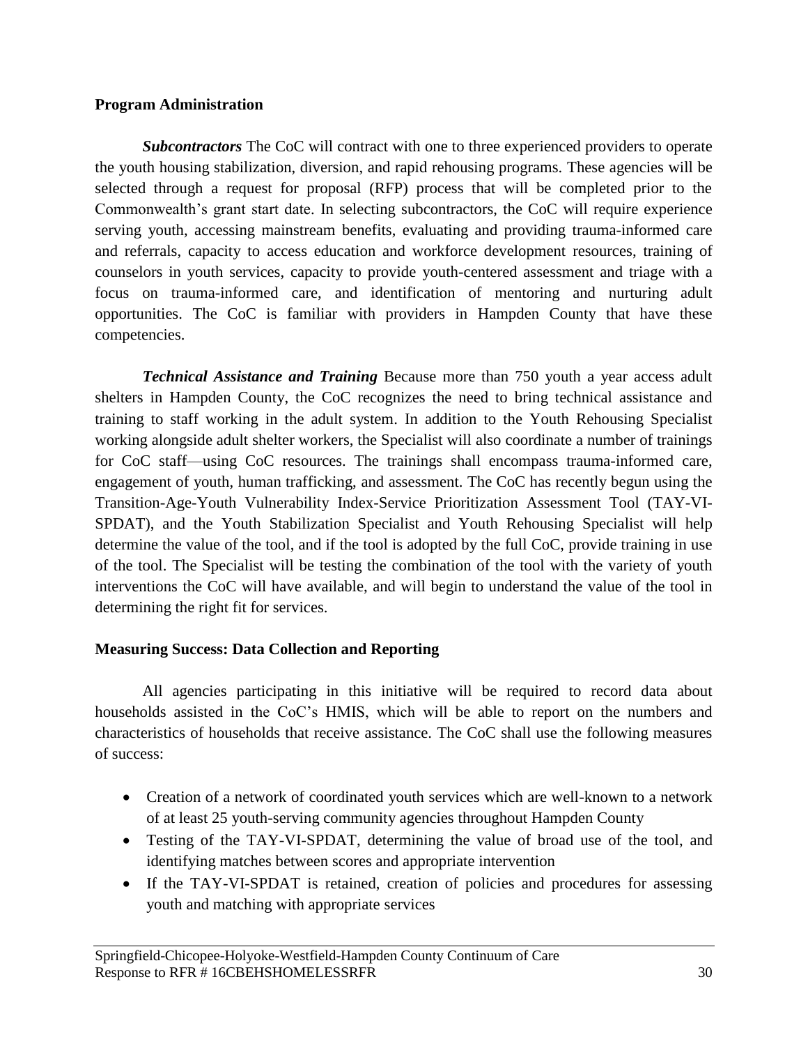**Program Administration**

***Subcontractors*** The CoC will contract with one to three experienced providers to operate the youth housing stabilization, diversion, and rapid rehousing programs. These agencies will be selected through a request for proposal (RFP) process that will be completed prior to the Commonwealth's grant start date. In selecting subcontractors, the CoC will require experience serving youth, accessing mainstream benefits, evaluating and providing trauma-informed care and referrals, capacity to access education and workforce development resources, training of counselors in youth services, capacity to provide youth-centered assessment and triage with a focus on trauma-informed care, and identification of mentoring and nurturing adult opportunities. The CoC is familiar with providers in Hampden County that have these competencies.

***Technical Assistance and Training*** Because more than 750 youth a year access adult shelters in Hampden County, the CoC recognizes the need to bring technical assistance and training to staff working in the adult system. In addition to the Youth Rehousing Specialist working alongside adult shelter workers, the Specialist will also coordinate a number of trainings for CoC staff—using CoC resources. The trainings shall encompass trauma-informed care, engagement of youth, human trafficking, and assessment. The CoC has recently begun using the Transition-Age-Youth Vulnerability Index-Service Prioritization Assessment Tool (TAY-VI-SPDAT), and the Youth Stabilization Specialist and Youth Rehousing Specialist will help determine the value of the tool, and if the tool is adopted by the full CoC, provide training in use of the tool. The Specialist will be testing the combination of the tool with the variety of youth interventions the CoC will have available, and will begin to understand the value of the tool in determining the right fit for services.

**Measuring Success: Data Collection and Reporting**

All agencies participating in this initiative will be required to record data about households assisted in the CoC's HMIS, which will be able to report on the numbers and characteristics of households that receive assistance. The CoC shall use the following measures of success:

- Creation of a network of coordinated youth services which are well-known to a network of at least 25 youth-serving community agencies throughout Hampden County
- Testing of the TAY-VI-SPDAT, determining the value of broad use of the tool, and identifying matches between scores and appropriate intervention
- If the TAY-VI-SPDAT is retained, creation of policies and procedures for assessing youth and matching with appropriate services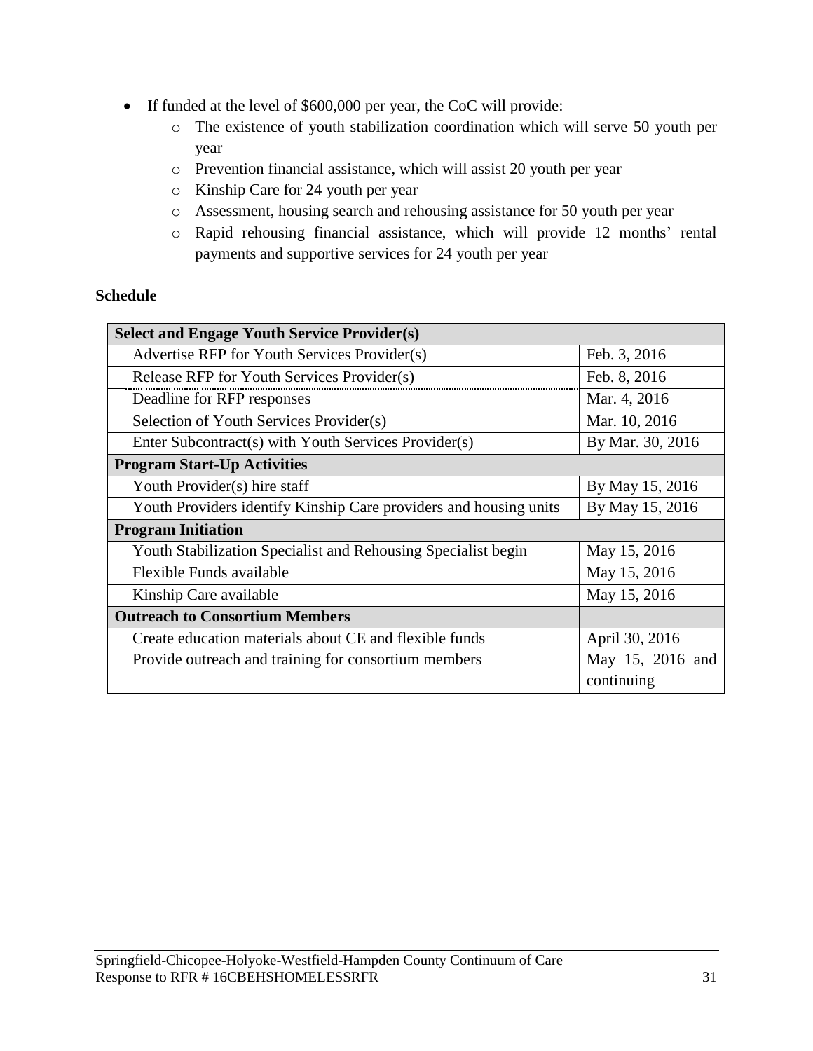- If funded at the level of $600,000 per year, the CoC will provide:
  - The existence of youth stabilization coordination which will serve 50 youth per year
  - Prevention financial assistance, which will assist 20 youth per year
  - Kinship Care for 24 youth per year
  - Assessment, housing search and rehousing assistance for 50 youth per year
  - Rapid rehousing financial assistance, which will provide 12 months' rental payments and supportive services for 24 youth per year

**Schedule**

| | |
|---|---|
| **Select and Engage Youth Service Provider(s)** | |
| Advertise RFP for Youth Services Provider(s) | Feb. 3, 2016 |
| Release RFP for Youth Services Provider(s) | Feb. 8, 2016 |
| Deadline for RFP responses | Mar. 4, 2016 |
| Selection of Youth Services Provider(s) | Mar. 10, 2016 |
| Enter Subcontract(s) with Youth Services Provider(s) | By Mar. 30, 2016 |
| **Program Start-Up Activities** | |
| Youth Provider(s) hire staff | By May 15, 2016 |
| Youth Providers identify Kinship Care providers and housing units | By May 15, 2016 |
| **Program Initiation** | |
| Youth Stabilization Specialist and Rehousing Specialist begin | May 15, 2016 |
| Flexible Funds available | May 15, 2016 |
| Kinship Care available | May 15, 2016 |
| **Outreach to Consortium Members** | |
| Create education materials about CE and flexible funds | April 30, 2016 |
| Provide outreach and training for consortium members | May 15, 2016 and continuing |